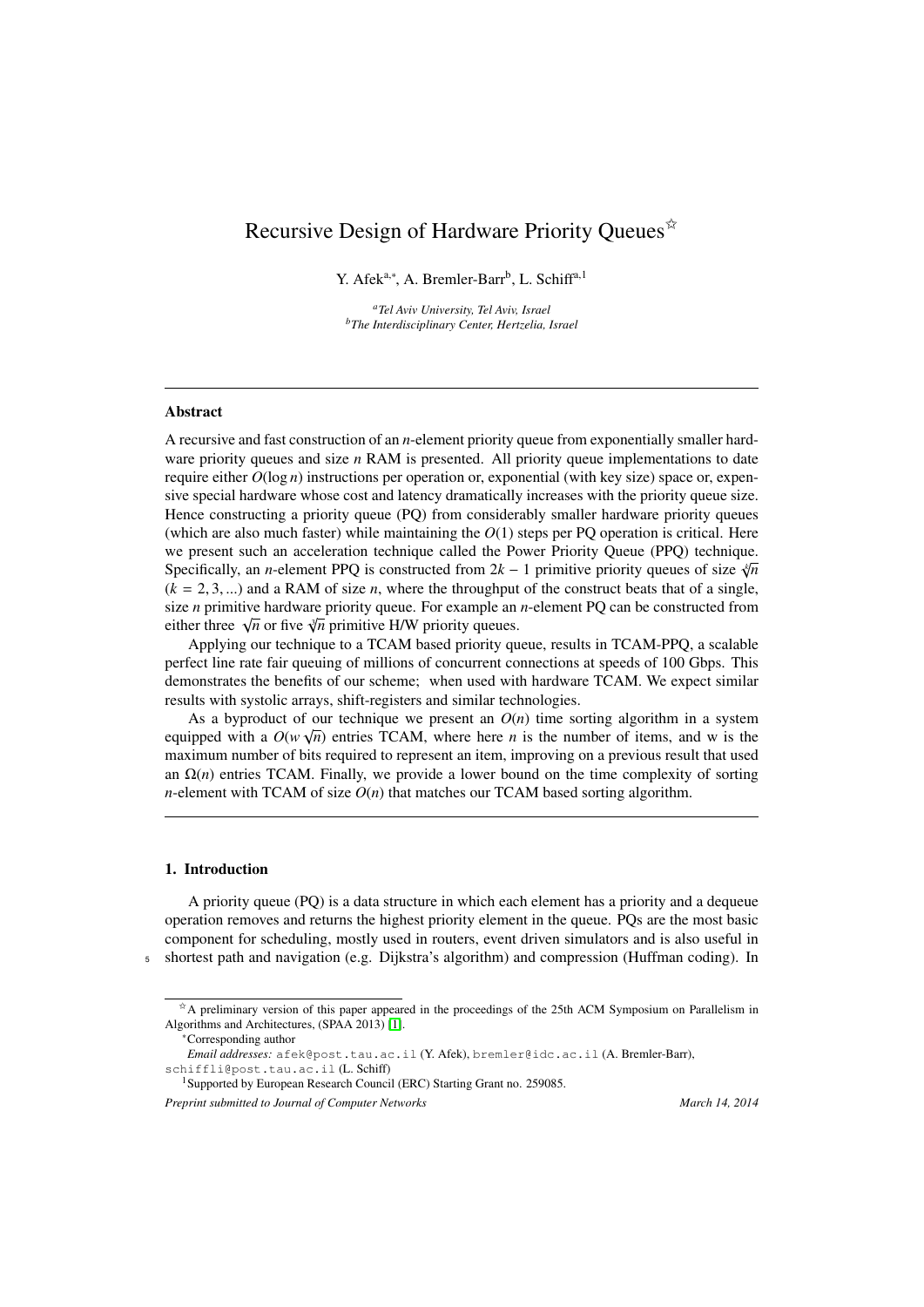# Recursive Design of Hardware Priority Queues[☆]

Y. Afek[a,*], A. Bremler-Barr[b], L. Schiff[a,1]

[a] *Tel Aviv University, Tel Aviv, Israel*
[b] *The Interdisciplinary Center, Hertzelia, Israel*

---

## Abstract

A recursive and fast construction of an $n$-element priority queue from exponentially smaller hardware priority queues and size $n$ RAM is presented. All priority queue implementations to date require either $O(\log n)$ instructions per operation or, exponential (with key size) space or, expensive special hardware whose cost and latency dramatically increases with the priority queue size. Hence constructing a priority queue (PQ) from considerably smaller hardware priority queues (which are also much faster) while maintaining the $O(1)$ steps per PQ operation is critical. Here we present such an acceleration technique called the Power Priority Queue (PPQ) technique. Specifically, an $n$-element PPQ is constructed from $2k-1$ primitive priority queues of size $\sqrt[k]{n}$ ($k = 2, 3, ...$) and a RAM of size $n$, where the throughput of the construct beats that of a single, size $n$ primitive hardware priority queue. For example an $n$-element PQ can be constructed from either three $\sqrt{n}$ or five $\sqrt[3]{n}$ primitive H/W priority queues.

Applying our technique to a TCAM based priority queue, results in TCAM-PPQ, a scalable perfect line rate fair queuing of millions of concurrent connections at speeds of 100 Gbps. This demonstrates the benefits of our scheme; when used with hardware TCAM. We expect similar results with systolic arrays, shift-registers and similar technologies.

As a byproduct of our technique we present an $O(n)$ time sorting algorithm in a system equipped with a $O(w\sqrt{n})$ entries TCAM, where here $n$ is the number of items, and w is the maximum number of bits required to represent an item, improving on a previous result that used an $\Omega(n)$ entries TCAM. Finally, we provide a lower bound on the time complexity of sorting $n$-element with TCAM of size $O(n)$ that matches our TCAM based sorting algorithm.

---

## 1. Introduction

A priority queue (PQ) is a data structure in which each element has a priority and a dequeue operation removes and returns the highest priority element in the queue. PQs are the most basic component for scheduling, mostly used in routers, event driven simulators and is also useful in shortest path and navigation (e.g. Dijkstra's algorithm) and compression (Huffman coding). In

---

[☆] A preliminary version of this paper appeared in the proceedings of the 25th ACM Symposium on Parallelism in Algorithms and Architectures, (SPAA 2013) [1].

[*] Corresponding author

*Email addresses:* afek@post.tau.ac.il (Y. Afek), bremler@idc.ac.il (A. Bremler-Barr), schiffli@post.tau.ac.il (L. Schiff)

[1] Supported by European Research Council (ERC) Starting Grant no. 259085.

*Preprint submitted to Journal of Computer Networks* *March 14, 2014*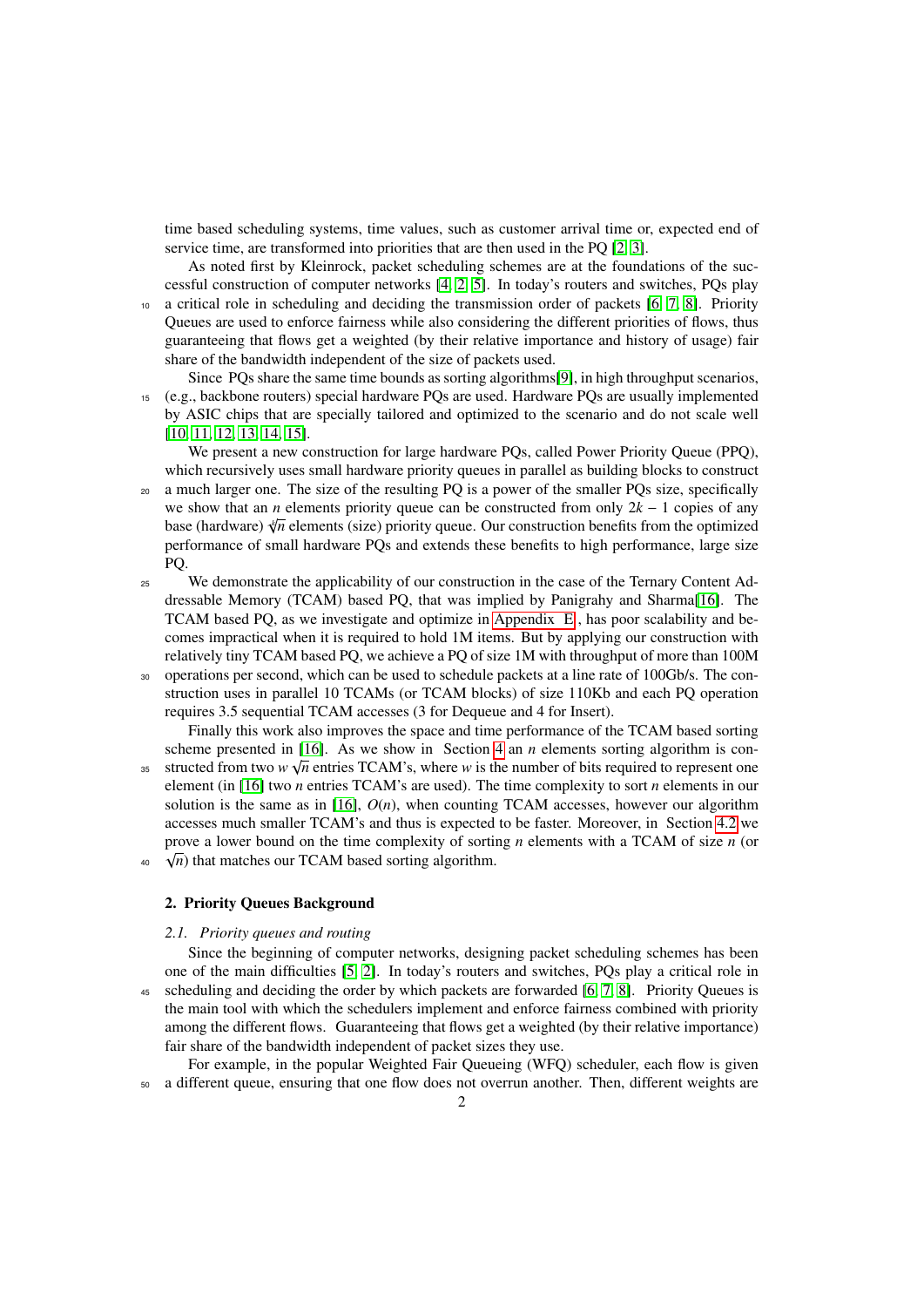time based scheduling systems, time values, such as customer arrival time or, expected end of service time, are transformed into priorities that are then used in the PQ [2, 3].

As noted first by Kleinrock, packet scheduling schemes are at the foundations of the successful construction of computer networks [4, 2, 5]. In today's routers and switches, PQs play a critical role in scheduling and deciding the transmission order of packets [6, 7, 8]. Priority Queues are used to enforce fairness while also considering the different priorities of flows, thus guaranteeing that flows get a weighted (by their relative importance and history of usage) fair share of the bandwidth independent of the size of packets used.

Since PQs share the same time bounds as sorting algorithms[9], in high throughput scenarios, (e.g., backbone routers) special hardware PQs are used. Hardware PQs are usually implemented by ASIC chips that are specially tailored and optimized to the scenario and do not scale well [10, 11, 12, 13, 14, 15].

We present a new construction for large hardware PQs, called Power Priority Queue (PPQ), which recursively uses small hardware priority queues in parallel as building blocks to construct a much larger one. The size of the resulting PQ is a power of the smaller PQs size, specifically we show that an $n$ elements priority queue can be constructed from only $2k-1$ copies of any base (hardware) $\sqrt[k]{n}$ elements (size) priority queue. Our construction benefits from the optimized performance of small hardware PQs and extends these benefits to high performance, large size PQ.

We demonstrate the applicability of our construction in the case of the Ternary Content Addressable Memory (TCAM) based PQ, that was implied by Panigrahy and Sharma[16]. The TCAM based PQ, as we investigate and optimize in Appendix E, has poor scalability and becomes impractical when it is required to hold 1M items. But by applying our construction with relatively tiny TCAM based PQ, we achieve a PQ of size 1M with throughput of more than 100M operations per second, which can be used to schedule packets at a line rate of 100Gb/s. The construction uses in parallel 10 TCAMs (or TCAM blocks) of size 110Kb and each PQ operation requires 3.5 sequential TCAM accesses (3 for Dequeue and 4 for Insert).

Finally this work also improves the space and time performance of the TCAM based sorting scheme presented in [16]. As we show in Section 4 an $n$ elements sorting algorithm is constructed from two $w\sqrt{n}$ entries TCAM's, where $w$ is the number of bits required to represent one element (in [16] two $n$ entries TCAM's are used). The time complexity to sort $n$ elements in our solution is the same as in [16], $O(n)$, when counting TCAM accesses, however our algorithm accesses much smaller TCAM's and thus is expected to be faster. Moreover, in Section 4.2 we prove a lower bound on the time complexity of sorting $n$ elements with a TCAM of size $n$ (or $\sqrt{n}$) that matches our TCAM based sorting algorithm.

## 2. Priority Queues Background

### 2.1. Priority queues and routing

Since the beginning of computer networks, designing packet scheduling schemes has been one of the main difficulties [5, 2]. In today's routers and switches, PQs play a critical role in scheduling and deciding the order by which packets are forwarded [6, 7, 8]. Priority Queues is the main tool with which the schedulers implement and enforce fairness combined with priority among the different flows. Guaranteeing that flows get a weighted (by their relative importance) fair share of the bandwidth independent of packet sizes they use.

For example, in the popular Weighted Fair Queueing (WFQ) scheduler, each flow is given a different queue, ensuring that one flow does not overrun another. Then, different weights are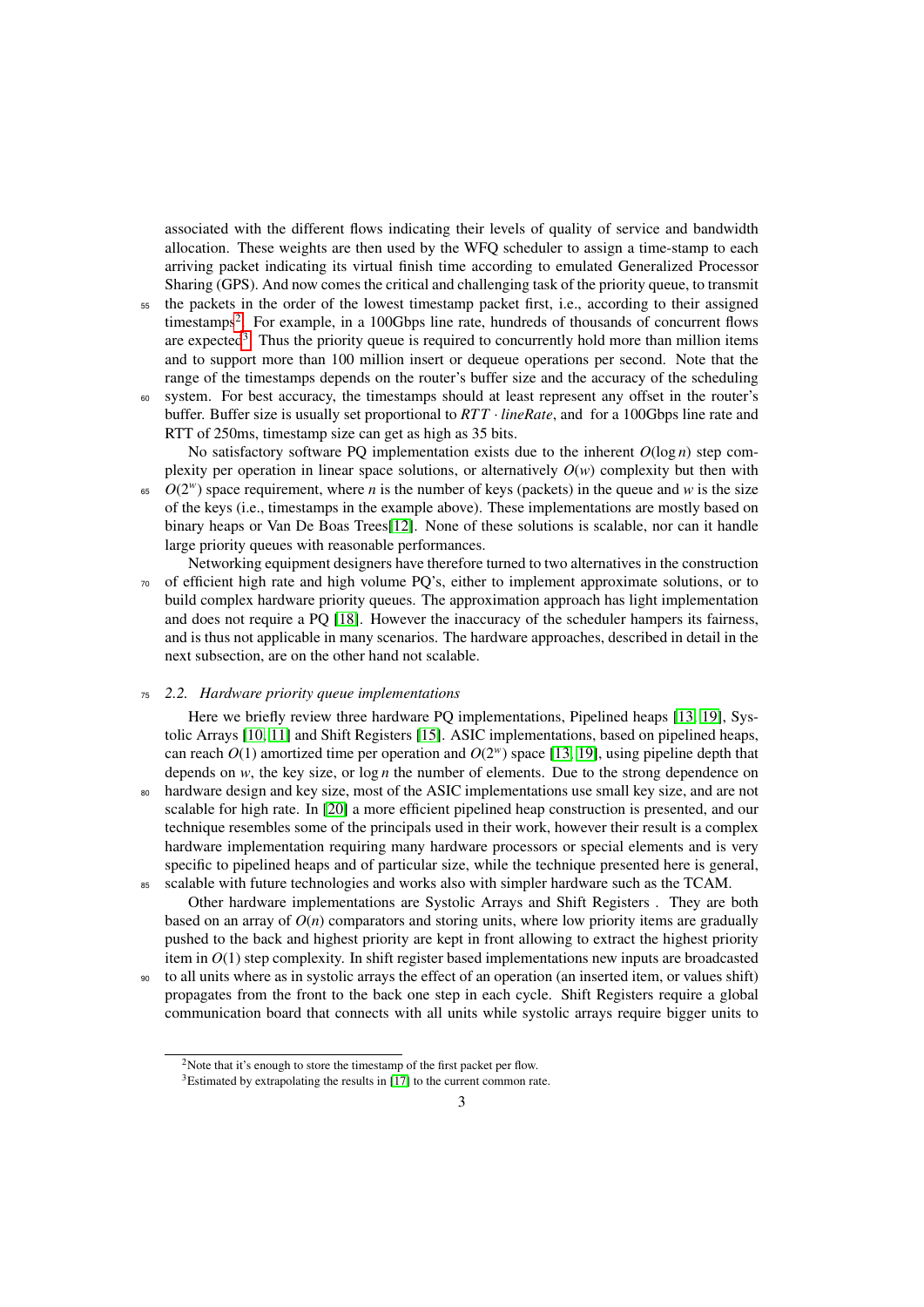associated with the different flows indicating their levels of quality of service and bandwidth allocation. These weights are then used by the WFQ scheduler to assign a time-stamp to each arriving packet indicating its virtual finish time according to emulated Generalized Processor Sharing (GPS). And now comes the critical and challenging task of the priority queue, to transmit the packets in the order of the lowest timestamp packet first, i.e., according to their assigned timestamps[2]. For example, in a 100Gbps line rate, hundreds of thousands of concurrent flows are expected[3]. Thus the priority queue is required to concurrently hold more than million items and to support more than 100 million insert or dequeue operations per second. Note that the range of the timestamps depends on the router's buffer size and the accuracy of the scheduling system. For best accuracy, the timestamps should at least represent any offset in the router's buffer. Buffer size is usually set proportional to $RTT \cdot lineRate$, and for a 100Gbps line rate and RTT of 250ms, timestamp size can get as high as 35 bits.

No satisfactory software PQ implementation exists due to the inherent $O(\log n)$ step complexity per operation in linear space solutions, or alternatively $O(w)$ complexity but then with $O(2^w)$ space requirement, where $n$ is the number of keys (packets) in the queue and $w$ is the size of the keys (i.e., timestamps in the example above). These implementations are mostly based on binary heaps or Van De Boas Trees[12]. None of these solutions is scalable, nor can it handle large priority queues with reasonable performances.

Networking equipment designers have therefore turned to two alternatives in the construction of efficient high rate and high volume PQ's, either to implement approximate solutions, or to build complex hardware priority queues. The approximation approach has light implementation and does not require a PQ [18]. However the inaccuracy of the scheduler hampers its fairness, and is thus not applicable in many scenarios. The hardware approaches, described in detail in the next subsection, are on the other hand not scalable.

### 2.2. Hardware priority queue implementations

Here we briefly review three hardware PQ implementations, Pipelined heaps [13, 19], Systolic Arrays [10, 11] and Shift Registers [15]. ASIC implementations, based on pipelined heaps, can reach $O(1)$ amortized time per operation and $O(2^w)$ space [13, 19], using pipeline depth that depends on $w$, the key size, or $\log n$ the number of elements. Due to the strong dependence on hardware design and key size, most of the ASIC implementations use small key size, and are not scalable for high rate. In [20] a more efficient pipelined heap construction is presented, and our technique resembles some of the principals used in their work, however their result is a complex hardware implementation requiring many hardware processors or special elements and is very specific to pipelined heaps and of particular size, while the technique presented here is general, scalable with future technologies and works also with simpler hardware such as the TCAM.

Other hardware implementations are Systolic Arrays and Shift Registers . They are both based on an array of $O(n)$ comparators and storing units, where low priority items are gradually pushed to the back and highest priority are kept in front allowing to extract the highest priority item in $O(1)$ step complexity. In shift register based implementations new inputs are broadcasted to all units where as in systolic arrays the effect of an operation (an inserted item, or values shift) propagates from the front to the back one step in each cycle. Shift Registers require a global communication board that connects with all units while systolic arrays require bigger units to

[2] Note that it's enough to store the timestamp of the first packet per flow.

[3] Estimated by extrapolating the results in [17] to the current common rate.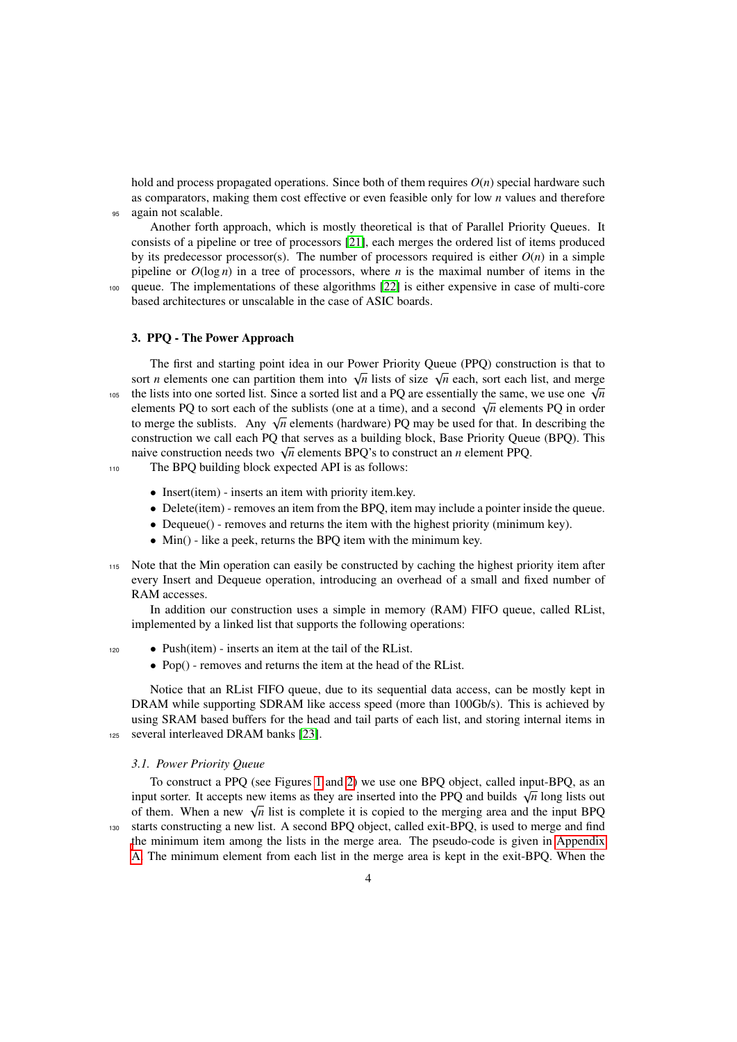hold and process propagated operations. Since both of them requires $O(n)$ special hardware such as comparators, making them cost effective or even feasible only for low $n$ values and therefore again not scalable.

Another forth approach, which is mostly theoretical is that of Parallel Priority Queues. It consists of a pipeline or tree of processors [21], each merges the ordered list of items produced by its predecessor processor(s). The number of processors required is either $O(n)$ in a simple pipeline or $O(\log n)$ in a tree of processors, where $n$ is the maximal number of items in the queue. The implementations of these algorithms [22] is either expensive in case of multi-core based architectures or unscalable in the case of ASIC boards.

## 3. PPQ - The Power Approach

The first and starting point idea in our Power Priority Queue (PPQ) construction is that to sort $n$ elements one can partition them into $\sqrt{n}$ lists of size $\sqrt{n}$ each, sort each list, and merge the lists into one sorted list. Since a sorted list and a PQ are essentially the same, we use one $\sqrt{n}$ elements PQ to sort each of the sublists (one at a time), and a second $\sqrt{n}$ elements PQ in order to merge the sublists. Any $\sqrt{n}$ elements (hardware) PQ may be used for that. In describing the construction we call each PQ that serves as a building block, Base Priority Queue (BPQ). This naive construction needs two $\sqrt{n}$ elements BPQ's to construct an $n$ element PPQ.

The BPQ building block expected API is as follows:

- Insert(item) - inserts an item with priority item.key.
- Delete(item) - removes an item from the BPQ, item may include a pointer inside the queue.
- Dequeue() - removes and returns the item with the highest priority (minimum key).
- Min() - like a peek, returns the BPQ item with the minimum key.

Note that the Min operation can easily be constructed by caching the highest priority item after every Insert and Dequeue operation, introducing an overhead of a small and fixed number of RAM accesses.

In addition our construction uses a simple in memory (RAM) FIFO queue, called RList, implemented by a linked list that supports the following operations:

- Push(item) - inserts an item at the tail of the RList.
- Pop() - removes and returns the item at the head of the RList.

Notice that an RList FIFO queue, due to its sequential data access, can be mostly kept in DRAM while supporting SDRAM like access speed (more than 100Gb/s). This is achieved by using SRAM based buffers for the head and tail parts of each list, and storing internal items in several interleaved DRAM banks [23].

### 3.1. Power Priority Queue

To construct a PPQ (see Figures 1 and 2) we use one BPQ object, called input-BPQ, as an input sorter. It accepts new items as they are inserted into the PPQ and builds $\sqrt{n}$ long lists out of them. When a new $\sqrt{n}$ list is complete it is copied to the merging area and the input BPQ starts constructing a new list. A second BPQ object, called exit-BPQ, is used to merge and find the minimum item among the lists in the merge area. The pseudo-code is given in Appendix A. The minimum element from each list in the merge area is kept in the exit-BPQ. When the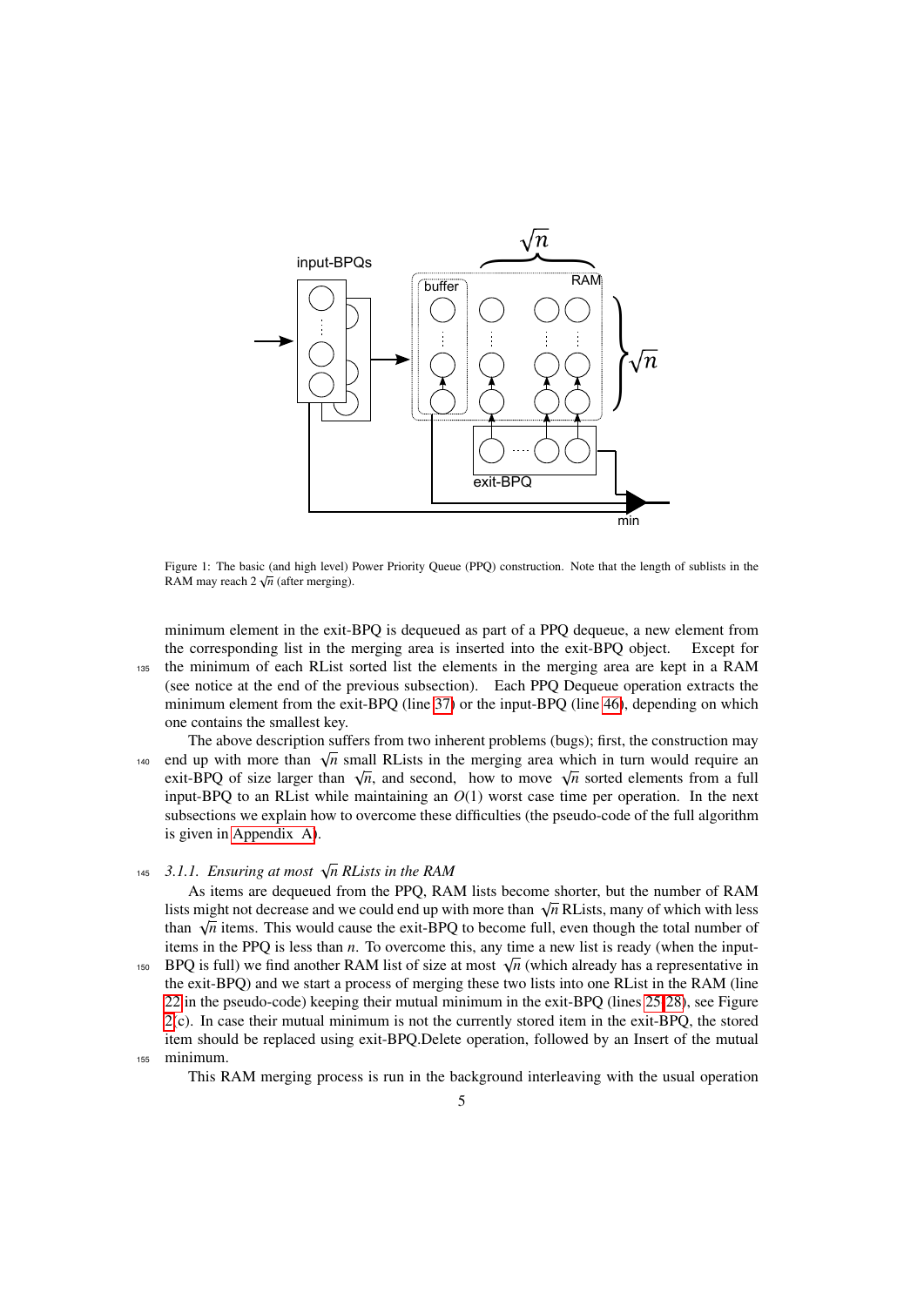Figure 1: The basic (and high level) Power Priority Queue (PPQ) construction. Note that the length of sublists in the RAM may reach $2\sqrt{n}$ (after merging).

minimum element in the exit-BPQ is dequeued as part of a PPQ dequeue, a new element from the corresponding list in the merging area is inserted into the exit-BPQ object. Except for the minimum of each RList sorted list the elements in the merging area are kept in a RAM (see notice at the end of the previous subsection). Each PPQ Dequeue operation extracts the minimum element from the exit-BPQ (line 37) or the input-BPQ (line 46), depending on which one contains the smallest key.

The above description suffers from two inherent problems (bugs); first, the construction may end up with more than $\sqrt{n}$ small RLists in the merging area which in turn would require an exit-BPQ of size larger than $\sqrt{n}$, and second, how to move $\sqrt{n}$ sorted elements from a full input-BPQ to an RList while maintaining an $O(1)$ worst case time per operation. In the next subsections we explain how to overcome these difficulties (the pseudo-code of the full algorithm is given in Appendix A).

### 3.1.1. *Ensuring at most $\sqrt{n}$ RLists in the RAM*

As items are dequeued from the PPQ, RAM lists become shorter, but the number of RAM lists might not decrease and we could end up with more than $\sqrt{n}$ RLists, many of which with less than $\sqrt{n}$ items. This would cause the exit-BPQ to become full, even though the total number of items in the PPQ is less than $n$. To overcome this, any time a new list is ready (when the input-BPQ is full) we find another RAM list of size at most $\sqrt{n}$ (which already has a representative in the exit-BPQ) and we start a process of merging these two lists into one RList in the RAM (line 22 in the pseudo-code) keeping their mutual minimum in the exit-BPQ (lines 25-28), see Figure 2(c). In case their mutual minimum is not the currently stored item in the exit-BPQ, the stored item should be replaced using exit-BPQ.Delete operation, followed by an Insert of the mutual minimum.

This RAM merging process is run in the background interleaving with the usual operation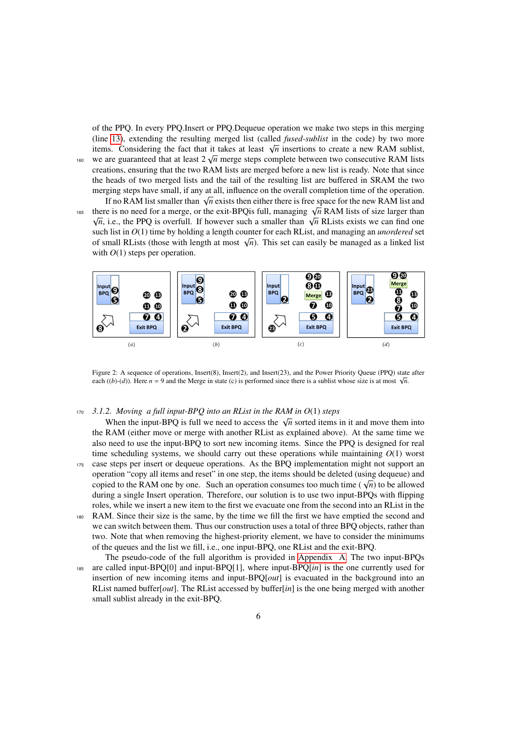of the PPQ. In every PPQ.Insert or PPQ.Dequeue operation we make two steps in this merging (line 13), extending the resulting merged list (called *fused-sublist* in the code) by two more items. Considering the fact that it takes at least $\sqrt{n}$ insertions to create a new RAM sublist, we are guaranteed that at least $2\sqrt{n}$ merge steps complete between two consecutive RAM lists creations, ensuring that the two RAM lists are merged before a new list is ready. Note that since the heads of two merged lists and the tail of the resulting list are buffered in SRAM the two merging steps have small, if any at all, influence on the overall completion time of the operation.

If no RAM list smaller than $\sqrt{n}$ exists then either there is free space for the new RAM list and there is no need for a merge, or the exit-BPQis full, managing $\sqrt{n}$ RAM lists of size larger than $\sqrt{n}$, i.e., the PPQ is overfull. If however such a smaller than $\sqrt{n}$ RLists exists we can find one such list in $O(1)$ time by holding a length counter for each RList, and managing an *unordered* set of small RLists (those with length at most $\sqrt{n}$). This set can easily be managed as a linked list with $O(1)$ steps per operation.

Figure 2: A sequence of operations, Insert(8), Insert(2), and Insert(23), and the Power Priority Queue (PPQ) state after each ((*b*)-(*d*)). Here $n = 9$ and the Merge in state (c) is performed since there is a sublist whose size is at most $\sqrt{n}$.

### 3.1.2. Moving a full input-BPQ into an RList in the RAM in $O(1)$ steps

When the input-BPQ is full we need to access the $\sqrt{n}$ sorted items in it and move them into the RAM (either move or merge with another RList as explained above). At the same time we also need to use the input-BPQ to sort new incoming items. Since the PPQ is designed for real time scheduling systems, we should carry out these operations while maintaining $O(1)$ worst case steps per insert or dequeue operations. As the BPQ implementation might not support an operation "copy all items and reset" in one step, the items should be deleted (using dequeue) and copied to the RAM one by one. Such an operation consumes too much time ($\sqrt{n}$) to be allowed during a single Insert operation. Therefore, our solution is to use two input-BPQs with flipping roles, while we insert a new item to the first we evacuate one from the second into an RList in the RAM. Since their size is the same, by the time we fill the first we have emptied the second and we can switch between them. Thus our construction uses a total of three BPQ objects, rather than two. Note that when removing the highest-priority element, we have to consider the minimums of the queues and the list we fill, i.e., one input-BPQ, one RList and the exit-BPQ.

The pseudo-code of the full algorithm is provided in Appendix A. The two input-BPQs are called input-BPQ[0] and input-BPQ[1], where input-BPQ[*in*] is the one currently used for insertion of new incoming items and input-BPQ[*out*] is evacuated in the background into an RList named buffer[*out*]. The RList accessed by buffer[*in*] is the one being merged with another small sublist already in the exit-BPQ.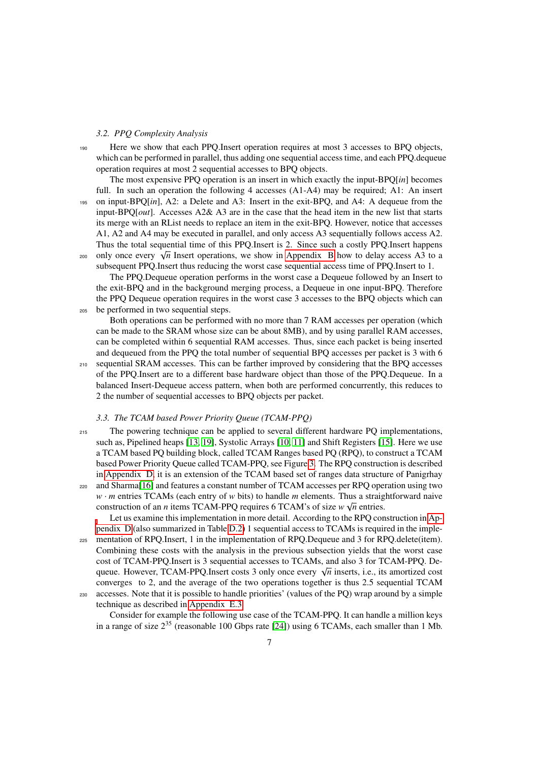### 3.2. PPQ Complexity Analysis

Here we show that each PPQ.Insert operation requires at most 3 accesses to BPQ objects, which can be performed in parallel, thus adding one sequential access time, and each PPQ.dequeue operation requires at most 2 sequential accesses to BPQ objects.

The most expensive PPQ operation is an insert in which exactly the input-BPQ[*in*] becomes full. In such an operation the following 4 accesses (A1-A4) may be required; A1: An insert on input-BPQ[*in*], A2: a Delete and A3: Insert in the exit-BPQ, and A4: A dequeue from the input-BPQ[*out*]. Accesses A2& A3 are in the case that the head item in the new list that starts its merge with an RList needs to replace an item in the exit-BPQ. However, notice that accesses A1, A2 and A4 may be executed in parallel, and only access A3 sequentially follows access A2. Thus the total sequential time of this PPQ.Insert is 2. Since such a costly PPQ.Insert happens only once every $\sqrt{n}$ Insert operations, we show in Appendix B how to delay access A3 to a subsequent PPQ.Insert thus reducing the worst case sequential access time of PPQ.Insert to 1.

The PPQ.Dequeue operation performs in the worst case a Dequeue followed by an Insert to the exit-BPQ and in the background merging process, a Dequeue in one input-BPQ. Therefore the PPQ Dequeue operation requires in the worst case 3 accesses to the BPQ objects which can be performed in two sequential steps.

Both operations can be performed with no more than 7 RAM accesses per operation (which can be made to the SRAM whose size can be about 8MB), and by using parallel RAM accesses, can be completed within 6 sequential RAM accesses. Thus, since each packet is being inserted and dequeued from the PPQ the total number of sequential BPQ accesses per packet is 3 with 6 sequential SRAM accesses. This can be farther improved by considering that the BPQ accesses of the PPQ.Insert are to a different base hardware object than those of the PPQ.Dequeue. In a balanced Insert-Dequeue access pattern, when both are performed concurrently, this reduces to 2 the number of sequential accesses to BPQ objects per packet.

### 3.3. The TCAM based Power Priority Queue (TCAM-PPQ)

The powering technique can be applied to several different hardware PQ implementations, such as, Pipelined heaps [13, 19], Systolic Arrays [10, 11] and Shift Registers [15]. Here we use a TCAM based PQ building block, called TCAM Ranges based PQ (RPQ), to construct a TCAM based Power Priority Queue called TCAM-PPQ, see Figure 3. The RPQ construction is described in Appendix D, it is an extension of the TCAM based set of ranges data structure of Panigrhay and Sharma[16] and features a constant number of TCAM accesses per RPQ operation using two $w \cdot m$ entries TCAMs (each entry of $w$ bits) to handle $m$ elements. Thus a straightforward naive construction of an $n$ items TCAM-PPQ requires 6 TCAM's of size $w\sqrt{n}$ entries.

Let us examine this implementation in more detail. According to the RPQ construction in Appendix D (also summarized in Table D.2) 1 sequential access to TCAMs is required in the implementation of RPQ.Insert, 1 in the implementation of RPQ.Dequeue and 3 for RPQ.delete(item). Combining these costs with the analysis in the previous subsection yields that the worst case cost of TCAM-PPQ.Insert is 3 sequential accesses to TCAMs, and also 3 for TCAM-PPQ. Dequeue. However, TCAM-PPQ.Insert costs 3 only once every $\sqrt{n}$ inserts, i.e., its amortized cost converges to 2, and the average of the two operations together is thus 2.5 sequential TCAM accesses. Note that it is possible to handle priorities' (values of the PQ) wrap around by a simple technique as described in Appendix E.3.

Consider for example the following use case of the TCAM-PPQ. It can handle a million keys in a range of size $2^{35}$ (reasonable 100 Gbps rate [24]) using 6 TCAMs, each smaller than 1 Mb.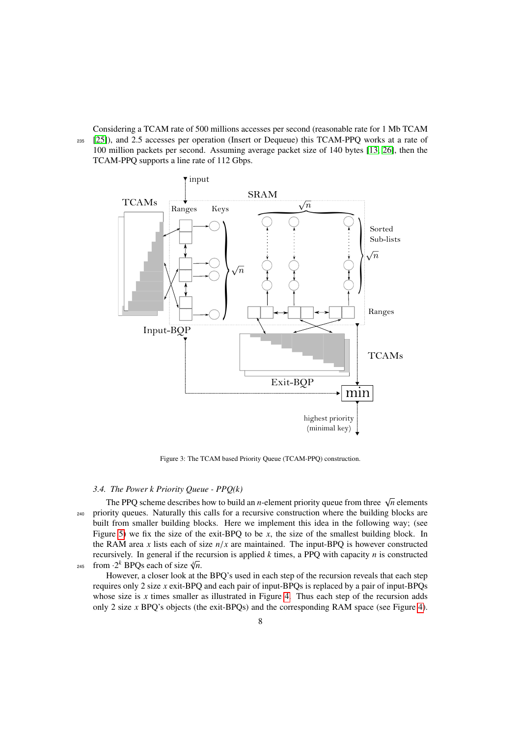Considering a TCAM rate of 500 millions accesses per second (reasonable rate for 1 Mb TCAM [25]), and 2.5 accesses per operation (Insert or Dequeue) this TCAM-PPQ works at a rate of 100 million packets per second. Assuming average packet size of 140 bytes [13, 26], then the TCAM-PPQ supports a line rate of 112 Gbps.

Figure 3: The TCAM based Priority Queue (TCAM-PPQ) construction.

### 3.4. The Power k Priority Queue - PPQ(k)

The PPQ scheme describes how to build an $n$-element priority queue from three $\sqrt{n}$ elements priority queues. Naturally this calls for a recursive construction where the building blocks are built from smaller building blocks. Here we implement this idea in the following way; (see Figure 5) we fix the size of the exit-BPQ to be $x$, the size of the smallest building block. In the RAM area $x$ lists each of size $n/x$ are maintained. The input-BPQ is however constructed recursively. In general if the recursion is applied $k$ times, a PPQ with capacity $n$ is constructed from $\cdot 2^k$ BPQs each of size $\sqrt[k]{n}$.

However, a closer look at the BPQ's used in each step of the recursion reveals that each step requires only 2 size $x$ exit-BPQ and each pair of input-BPQs is replaced by a pair of input-BPQs whose size is $x$ times smaller as illustrated in Figure 4. Thus each step of the recursion adds only 2 size $x$ BPQ's objects (the exit-BPQs) and the corresponding RAM space (see Figure 4).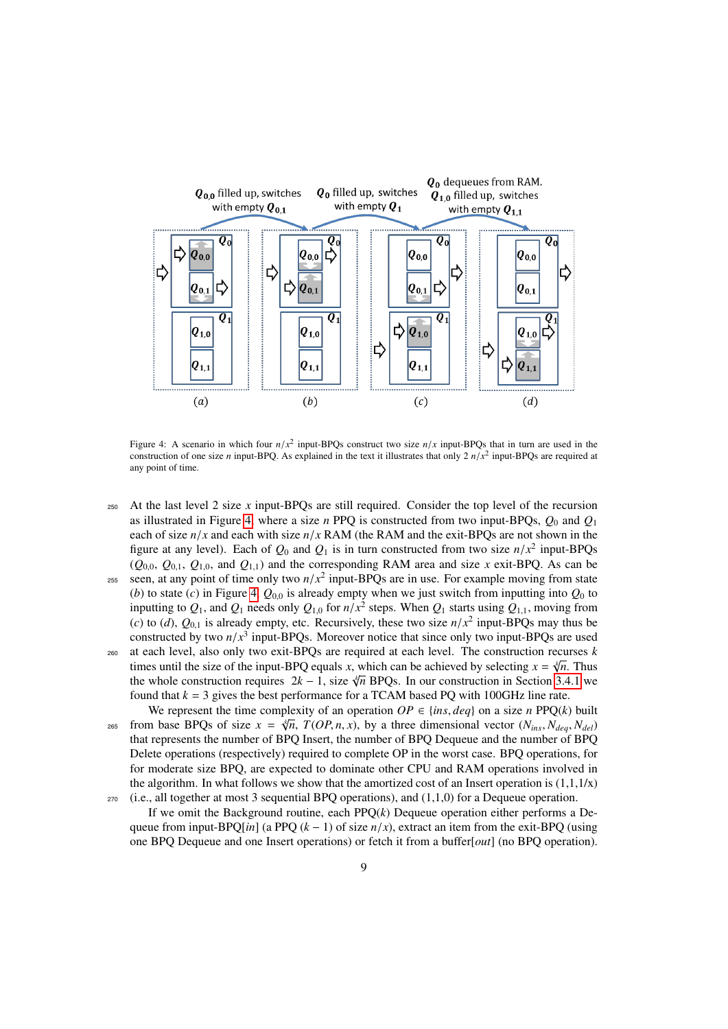Figure 4: A scenario in which four $n/x^2$ input-BPQs construct two size $n/x$ input-BPQs that in turn are used in the construction of one size $n$ input-BPQ. As explained in the text it illustrates that only 2 $n/x^2$ input-BPQs are required at any point of time.

At the last level 2 size $x$ input-BPQs are still required. Consider the top level of the recursion as illustrated in Figure 4, where a size $n$ PPQ is constructed from two input-BPQs, $Q_0$ and $Q_1$ each of size $n/x$ and each with size $n/x$ RAM (the RAM and the exit-BPQs are not shown in the figure at any level). Each of $Q_0$ and $Q_1$ is in turn constructed from two size $n/x^2$ input-BPQs ($Q_{0,0}$, $Q_{0,1}$, $Q_{1,0}$, and $Q_{1,1}$) and the corresponding RAM area and size $x$ exit-BPQ. As can be seen, at any point of time only two $n/x^2$ input-BPQs are in use. For example moving from state $(b)$ to state $(c)$ in Figure 4, $Q_{0,0}$ is already empty when we just switch from inputting into $Q_0$ to inputting to $Q_1$, and $Q_1$ needs only $Q_{1,0}$ for $n/x^2$ steps. When $Q_1$ starts using $Q_{1,1}$, moving from $(c)$ to $(d)$, $Q_{0,1}$ is already empty, etc. Recursively, these two size $n/x^2$ input-BPQs may thus be constructed by two $n/x^3$ input-BPQs. Moreover notice that since only two input-BPQs are used at each level, also only two exit-BPQs are required at each level. The construction recurses $k$ times until the size of the input-BPQ equals $x$, which can be achieved by selecting $x = \sqrt[k]{n}$. Thus the whole construction requires $2k - 1$, size $\sqrt[k]{n}$ BPQs. In our construction in Section 3.4.1 we found that $k = 3$ gives the best performance for a TCAM based PQ with 100GHz line rate.

We represent the time complexity of an operation $OP \in \{ins, deq\}$ on a size $n$ PPQ($k$) built from base BPQs of size $x = \sqrt[k]{n}$, $T(OP, n, x)$, by a three dimensional vector $(N_{ins}, N_{deq}, N_{del})$ that represents the number of BPQ Insert, the number of BPQ Dequeue and the number of BPQ Delete operations (respectively) required to complete OP in the worst case. BPQ operations, for moderate size BPQ, are expected to dominate other CPU and RAM operations involved in the algorithm. In what follows we show that the amortized cost of an Insert operation is (1,1,1/x) (i.e., all together at most 3 sequential BPQ operations), and (1,1,0) for a Dequeue operation.

If we omit the Background routine, each PPQ($k$) Dequeue operation either performs a Dequeue from input-BPQ[$in$] (a PPQ ($k-1$) of size $n/x$), extract an item from the exit-BPQ (using one BPQ Dequeue and one Insert operations) or fetch it from a buffer[$out$] (no BPQ operation).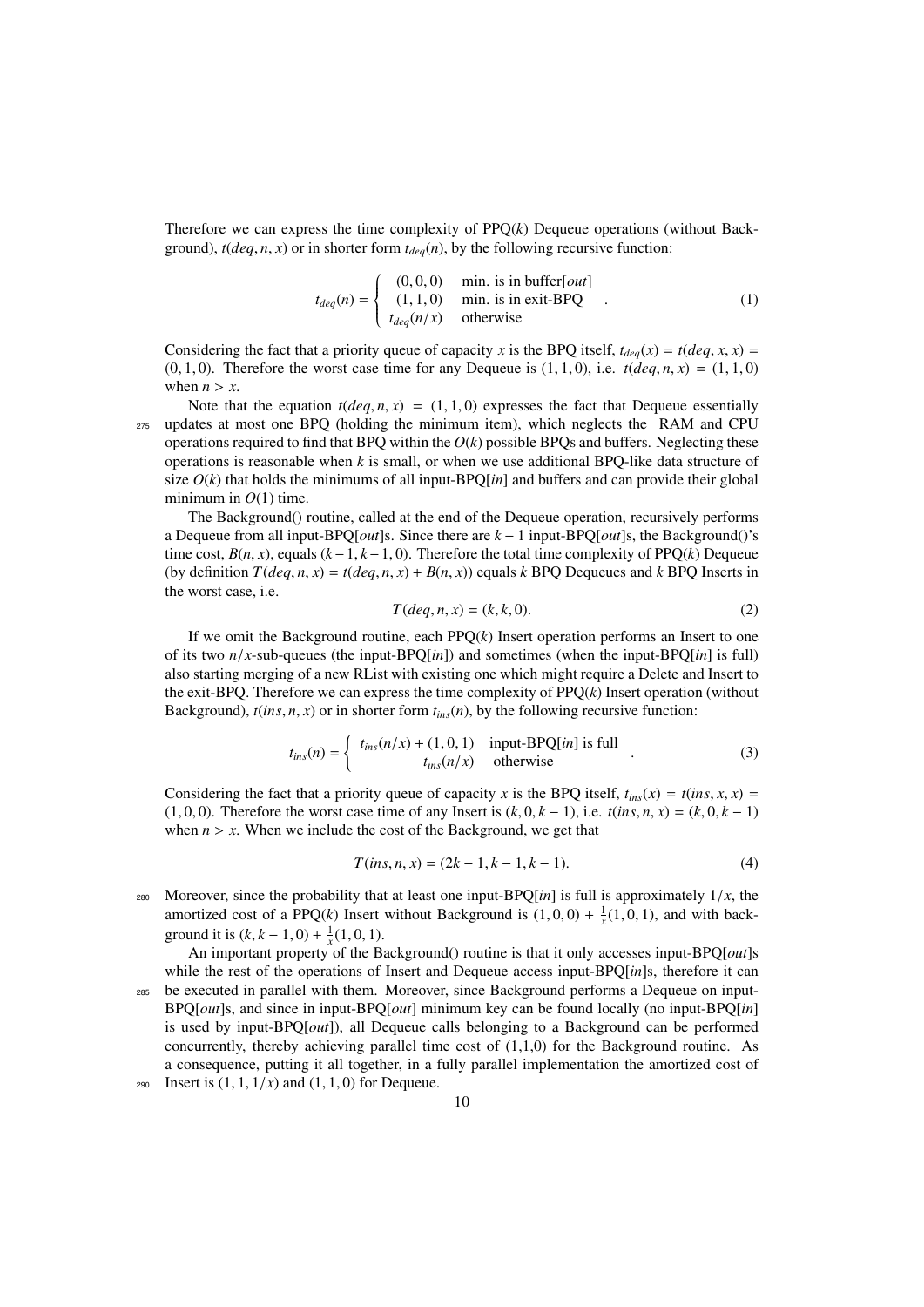Therefore we can express the time complexity of PPQ($k$) Dequeue operations (without Background), $t(deq, n, x)$ or in shorter form $t_{deq}(n)$, by the following recursive function:

$$t_{deq}(n) = \begin{cases} (0,0,0) & \text{min. is in buffer}[out] \\ (1,1,0) & \text{min. is in exit-BPQ} \\ t_{deq}(n/x) & \text{otherwise} \end{cases} . \tag{1}$$

Considering the fact that a priority queue of capacity $x$ is the BPQ itself, $t_{deq}(x) = t(deq, x, x) = (0, 1, 0)$. Therefore the worst case time for any Dequeue is $(1, 1, 0)$, i.e. $t(deq, n, x) = (1, 1, 0)$ when $n > x$.

Note that the equation $t(deq, n, x) = (1, 1, 0)$ expresses the fact that Dequeue essentially updates at most one BPQ (holding the minimum item), which neglects the RAM and CPU operations required to find that BPQ within the $O(k)$ possible BPQs and buffers. Neglecting these operations is reasonable when $k$ is small, or when we use additional BPQ-like data structure of size $O(k)$ that holds the minimums of all input-BPQ[*in*] and buffers and can provide their global minimum in $O(1)$ time.

The Background() routine, called at the end of the Dequeue operation, recursively performs a Dequeue from all input-BPQ[*out*]s. Since there are $k-1$ input-BPQ[*out*]s, the Background()'s time cost, $B(n, x)$, equals $(k-1, k-1, 0)$. Therefore the total time complexity of PPQ($k$) Dequeue (by definition $T(deq, n, x) = t(deq, n, x) + B(n, x)$) equals $k$ BPQ Dequeues and $k$ BPQ Inserts in the worst case, i.e.

$$T(deq, n, x) = (k, k, 0). \tag{2}$$

If we omit the Background routine, each PPQ($k$) Insert operation performs an Insert to one of its two $n/x$-sub-queues (the input-BPQ[*in*]) and sometimes (when the input-BPQ[*in*] is full) also starting merging of a new RList with existing one which might require a Delete and Insert to the exit-BPQ. Therefore we can express the time complexity of PPQ($k$) Insert operation (without Background), $t(ins, n, x)$ or in shorter form $t_{ins}(n)$, by the following recursive function:

$$t_{ins}(n) = \begin{cases} t_{ins}(n/x) + (1,0,1) & \text{input-BPQ}[in] \text{ is full} \\ t_{ins}(n/x) & \text{otherwise} \end{cases} . \tag{3}$$

Considering the fact that a priority queue of capacity $x$ is the BPQ itself, $t_{ins}(x) = t(ins, x, x) = (1, 0, 0)$. Therefore the worst case time of any Insert is $(k, 0, k-1)$, i.e. $t(ins, n, x) = (k, 0, k-1)$ when $n > x$. When we include the cost of the Background, we get that

$$T(ins, n, x) = (2k-1, k-1, k-1). \tag{4}$$

Moreover, since the probability that at least one input-BPQ[*in*] is full is approximately $1/x$, the amortized cost of a PPQ($k$) Insert without Background is $(1, 0, 0) + \frac{1}{x}(1, 0, 1)$, and with background it is $(k, k-1, 0) + \frac{1}{x}(1, 0, 1)$.

An important property of the Background() routine is that it only accesses input-BPQ[*out*]s while the rest of the operations of Insert and Dequeue access input-BPQ[*in*]s, therefore it can be executed in parallel with them. Moreover, since Background performs a Dequeue on input-BPQ[*out*]s, and since in input-BPQ[*out*] minimum key can be found locally (no input-BPQ[*in*] is used by input-BPQ[*out*]), all Dequeue calls belonging to a Background can be performed concurrently, thereby achieving parallel time cost of (1,1,0) for the Background routine. As a consequence, putting it all together, in a fully parallel implementation the amortized cost of Insert is $(1, 1, 1/x)$ and $(1, 1, 0)$ for Dequeue.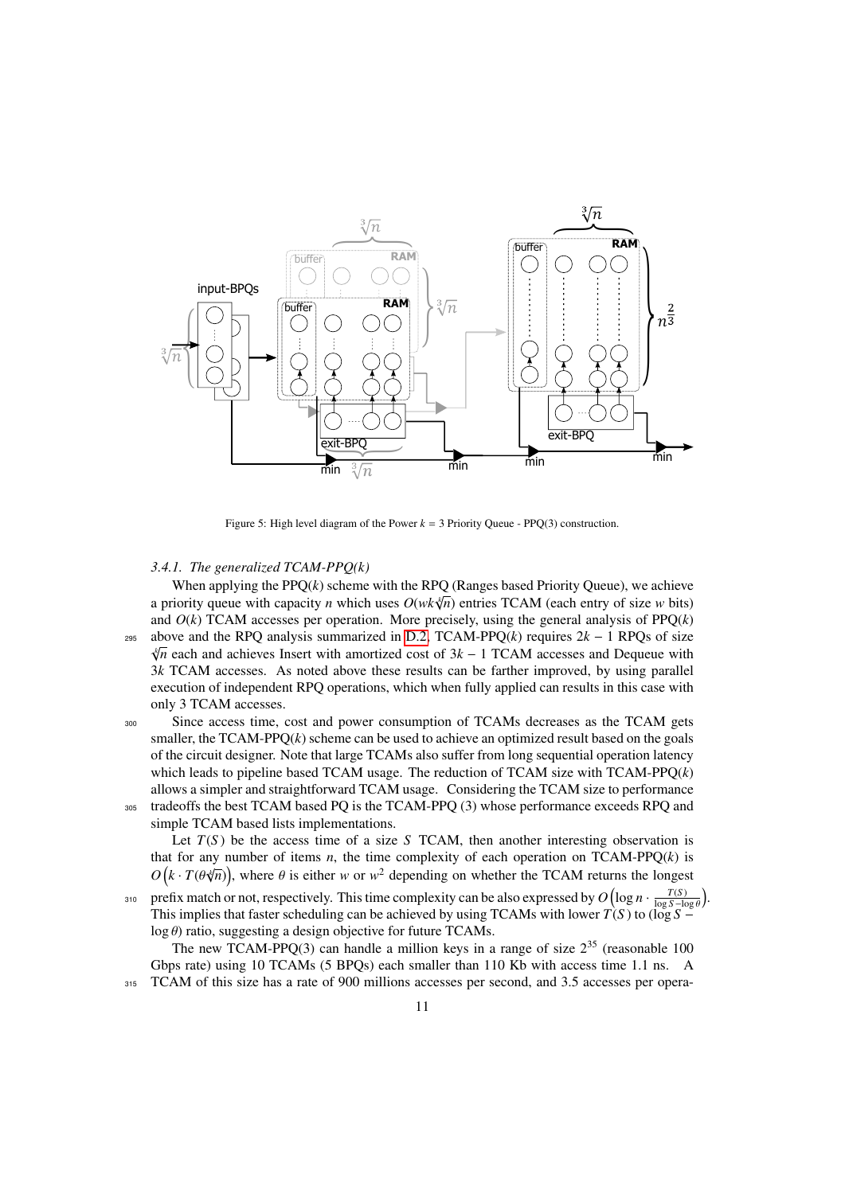Figure 5: High level diagram of the Power $k = 3$ Priority Queue - PPQ(3) construction.

#### 3.4.1. The generalized TCAM-PPQ(k)

When applying the PPQ($k$) scheme with the RPQ (Ranges based Priority Queue), we achieve a priority queue with capacity $n$ which uses $O(wk\sqrt[k]{n})$ entries TCAM (each entry of size $w$ bits) and $O(k)$ TCAM accesses per operation. More precisely, using the general analysis of PPQ($k$) above and the RPQ analysis summarized in D.2, TCAM-PPQ($k$) requires $2k - 1$ RPQs of size $\sqrt[k]{n}$ each and achieves Insert with amortized cost of $3k - 1$ TCAM accesses and Dequeue with $3k$ TCAM accesses. As noted above these results can be farther improved, by using parallel execution of independent RPQ operations, which when fully applied can results in this case with only 3 TCAM accesses.

Since access time, cost and power consumption of TCAMs decreases as the TCAM gets smaller, the TCAM-PPQ($k$) scheme can be used to achieve an optimized result based on the goals of the circuit designer. Note that large TCAMs also suffer from long sequential operation latency which leads to pipeline based TCAM usage. The reduction of TCAM size with TCAM-PPQ($k$) allows a simpler and straightforward TCAM usage. Considering the TCAM size to performance tradeoffs the best TCAM based PQ is the TCAM-PPQ (3) whose performance exceeds RPQ and simple TCAM based lists implementations.

Let $T(S)$ be the access time of a size $S$ TCAM, then another interesting observation is that for any number of items $n$, the time complexity of each operation on TCAM-PPQ($k$) is $O\left(k \cdot T(\theta\sqrt[k]{n})\right)$, where $\theta$ is either $w$ or $w^2$ depending on whether the TCAM returns the longest prefix match or not, respectively. This time complexity can be also expressed by $O\left(\log n \cdot \frac{T(S)}{\log S - \log\theta}\right)$. This implies that faster scheduling can be achieved by using TCAMs with lower $T(S)$ to ($\log S - \log\theta$) ratio, suggesting a design objective for future TCAMs.

The new TCAM-PPQ(3) can handle a million keys in a range of size $2^{35}$ (reasonable 100 Gbps rate) using 10 TCAMs (5 BPQs) each smaller than 110 Kb with access time 1.1 ns. A TCAM of this size has a rate of 900 millions accesses per second, and 3.5 accesses per opera-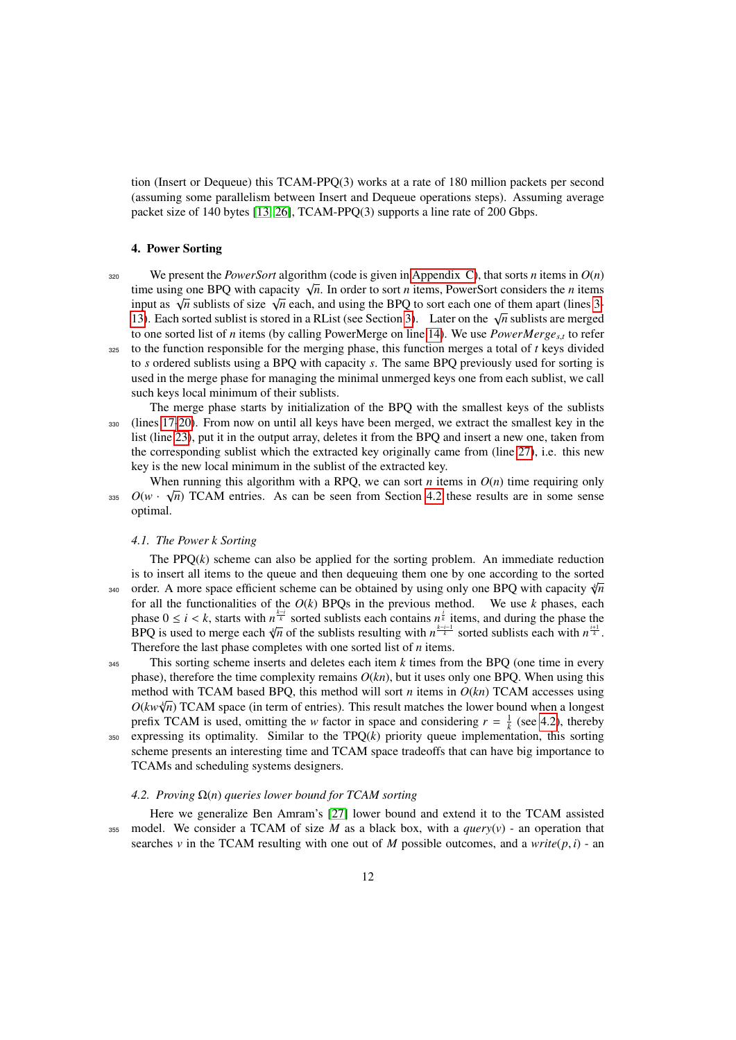tion (Insert or Dequeue) this TCAM-PPQ(3) works at a rate of 180 million packets per second (assuming some parallelism between Insert and Dequeue operations steps). Assuming average packet size of 140 bytes [13, 26], TCAM-PPQ(3) supports a line rate of 200 Gbps.

## 4. Power Sorting

We present the *PowerSort* algorithm (code is given in Appendix C), that sorts $n$ items in $O(n)$ time using one BPQ with capacity $\sqrt{n}$. In order to sort $n$ items, PowerSort considers the $n$ items input as $\sqrt{n}$ sublists of size $\sqrt{n}$ each, and using the BPQ to sort each one of them apart (lines 3-13). Each sorted sublist is stored in a RList (see Section 3). Later on the $\sqrt{n}$ sublists are merged to one sorted list of $n$ items (by calling PowerMerge on line 14). We use $PowerMerge_{s,t}$ to refer to the function responsible for the merging phase, this function merges a total of $t$ keys divided to $s$ ordered sublists using a BPQ with capacity $s$. The same BPQ previously used for sorting is used in the merge phase for managing the minimal unmerged keys one from each sublist, we call such keys local minimum of their sublists.

The merge phase starts by initialization of the BPQ with the smallest keys of the sublists (lines 17-20). From now on until all keys have been merged, we extract the smallest key in the list (line 23), put it in the output array, deletes it from the BPQ and insert a new one, taken from the corresponding sublist which the extracted key originally came from (line 27), i.e. this new key is the new local minimum in the sublist of the extracted key.

When running this algorithm with a RPQ, we can sort $n$ items in $O(n)$ time requiring only $O(w \cdot \sqrt{n})$ TCAM entries. As can be seen from Section 4.2 these results are in some sense optimal.

### 4.1. The Power k Sorting

The PPQ($k$) scheme can also be applied for the sorting problem. An immediate reduction is to insert all items to the queue and then dequeuing them one by one according to the sorted order. A more space efficient scheme can be obtained by using only one BPQ with capacity $\sqrt[k]{n}$ for all the functionalities of the $O(k)$ BPQs in the previous method. We use $k$ phases, each phase $0 \leq i < k$, starts with $n^{\frac{k-i}{k}}$ sorted sublists each contains $n^{\frac{i}{k}}$ items, and during the phase the BPQ is used to merge each $\sqrt[k]{n}$ of the sublists resulting with $n^{\frac{k-i-1}{k}}$ sorted sublists each with $n^{\frac{i+1}{k}}$. Therefore the last phase completes with one sorted list of $n$ items.

This sorting scheme inserts and deletes each item $k$ times from the BPQ (one time in every phase), therefore the time complexity remains $O(kn)$, but it uses only one BPQ. When using this method with TCAM based BPQ, this method will sort $n$ items in $O(kn)$ TCAM accesses using $O(kw\sqrt[k]{n})$ TCAM space (in term of entries). This result matches the lower bound when a longest prefix TCAM is used, omitting the $w$ factor in space and considering $r = \frac{1}{k}$ (see 4.2), thereby expressing its optimality. Similar to the TPQ($k$) priority queue implementation, this sorting scheme presents an interesting time and TCAM space tradeoffs that can have big importance to TCAMs and scheduling systems designers.

### 4.2. Proving $\Omega(n)$ queries lower bound for TCAM sorting

Here we generalize Ben Amram's [27] lower bound and extend it to the TCAM assisted model. We consider a TCAM of size $M$ as a black box, with a *query*($v$) - an operation that searches $v$ in the TCAM resulting with one out of $M$ possible outcomes, and a *write*($p, i$) - an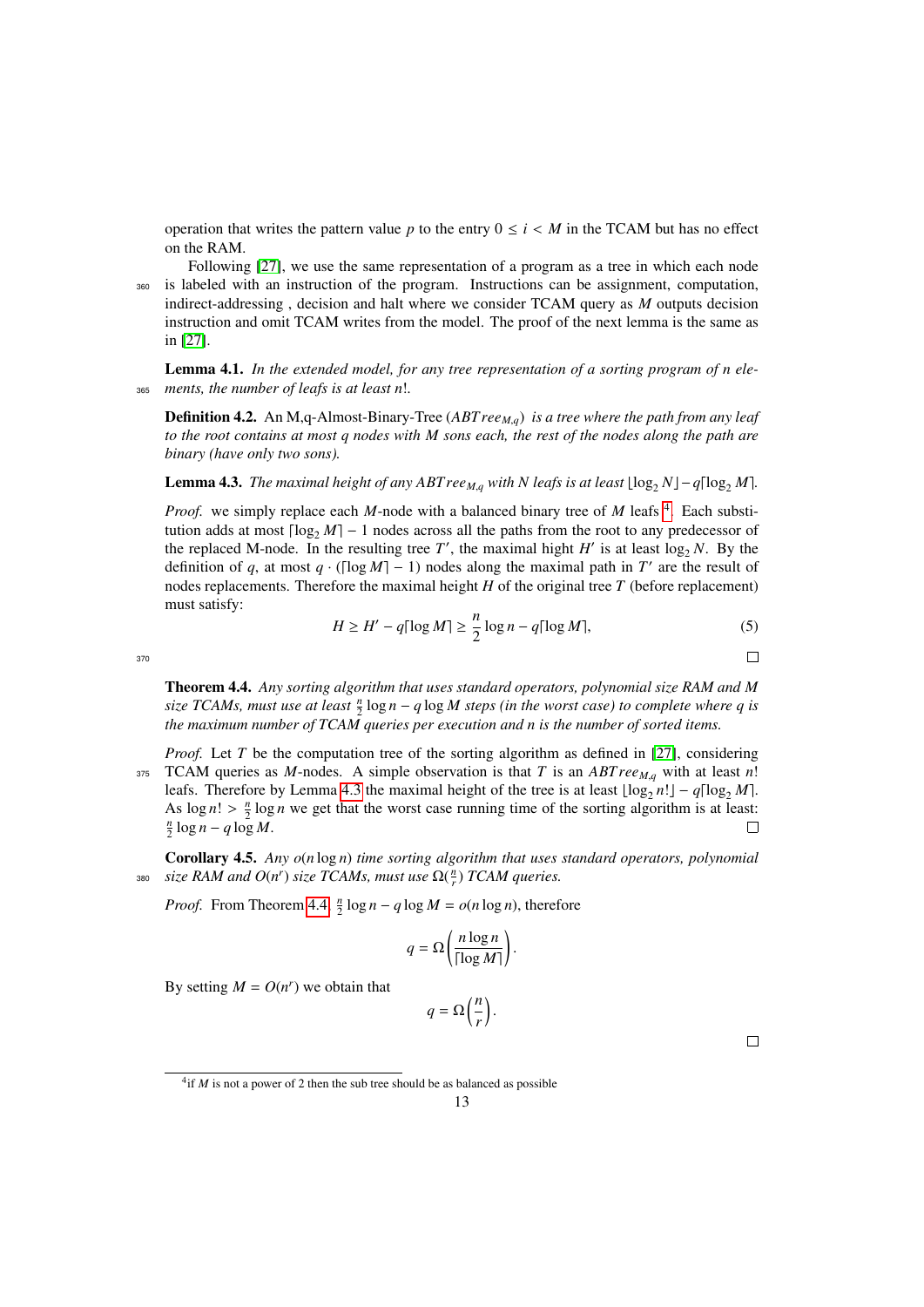operation that writes the pattern value $p$ to the entry $0 \leq i < M$ in the TCAM but has no effect on the RAM.

Following [27], we use the same representation of a program as a tree in which each node is labeled with an instruction of the program. Instructions can be assignment, computation, indirect-addressing , decision and halt where we consider TCAM query as $M$ outputs decision instruction and omit TCAM writes from the model. The proof of the next lemma is the same as in [27].

**Lemma 4.1.** *In the extended model, for any tree representation of a sorting program of n elements, the number of leafs is at least n!.*

**Definition 4.2.** An M,q-Almost-Binary-Tree ($ABTree_{M,q}$) *is a tree where the path from any leaf to the root contains at most q nodes with M sons each, the rest of the nodes along the path are binary (have only two sons).*

**Lemma 4.3.** *The maximal height of any $ABTree_{M,q}$ with N leafs is at least $\lfloor \log_2 N \rfloor - q\lceil \log_2 M \rceil$.*

*Proof.* we simply replace each $M$-node with a balanced binary tree of $M$ leafs [4]. Each substitution adds at most $\lceil \log_2 M \rceil - 1$ nodes across all the paths from the root to any predecessor of the replaced M-node. In the resulting tree $T'$, the maximal hight $H'$ is at least $\log_2 N$. By the definition of $q$, at most $q \cdot (\lceil \log M \rceil - 1)$ nodes along the maximal path in $T'$ are the result of nodes replacements. Therefore the maximal height $H$ of the original tree $T$ (before replacement) must satisfy:

$$H \geq H' - q\lceil \log M \rceil \geq \frac{n}{2} \log n - q\lceil \log M \rceil, \tag{5}$$

□

**Theorem 4.4.** *Any sorting algorithm that uses standard operators, polynomial size RAM and M size TCAMs, must use at least $\frac{n}{2} \log n - q \log M$ steps (in the worst case) to complete where q is the maximum number of TCAM queries per execution and n is the number of sorted items.*

*Proof.* Let $T$ be the computation tree of the sorting algorithm as defined in [27], considering TCAM queries as $M$-nodes. A simple observation is that $T$ is an $ABTree_{M,q}$ with at least $n!$ leafs. Therefore by Lemma 4.3 the maximal height of the tree is at least $\lfloor \log_2 n! \rfloor - q\lceil \log_2 M \rceil$. As $\log n! > \frac{n}{2} \log n$ we get that the worst case running time of the sorting algorithm is at least: $\frac{n}{2} \log n - q \log M$. □

**Corollary 4.5.** *Any $o(n \log n)$ time sorting algorithm that uses standard operators, polynomial size RAM and $O(n^r)$ size TCAMs, must use $\Omega(\frac{n}{r})$ TCAM queries.*

*Proof.* From Theorem 4.4, $\frac{n}{2} \log n - q \log M = o(n \log n)$, therefore

$$q = \Omega\left(\frac{n \log n}{\lceil \log M \rceil}\right).$$

By setting $M = O(n^r)$ we obtain that

$$q = \Omega\left(\frac{n}{r}\right).$$

□

[4] if $M$ is not a power of 2 then the sub tree should be as balanced as possible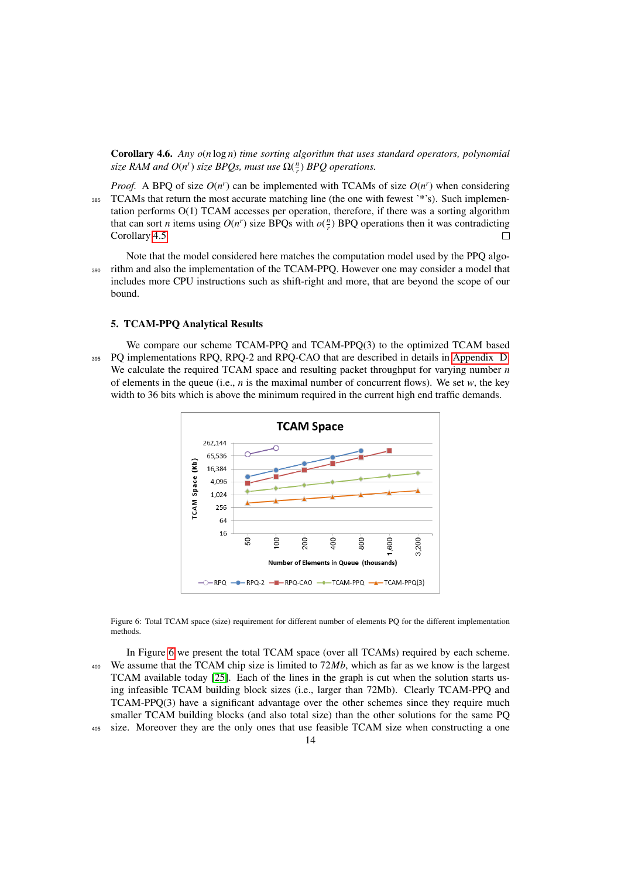**Corollary 4.6.** *Any $o(n \log n)$ time sorting algorithm that uses standard operators, polynomial size RAM and $O(n^r)$ size BPQs, must use $\Omega(\frac{n}{r})$ BPQ operations.*

*Proof.* A BPQ of size $O(n^r)$ can be implemented with TCAMs of size $O(n^r)$ when considering TCAMs that return the most accurate matching line (the one with fewest '*'s). Such implementation performs O(1) TCAM accesses per operation, therefore, if there was a sorting algorithm that can sort $n$ items using $O(n^r)$ size BPQs with $o(\frac{n}{r})$ BPQ operations then it was contradicting Corollary 4.5. □

Note that the model considered here matches the computation model used by the PPQ algorithm and also the implementation of the TCAM-PPQ. However one may consider a model that includes more CPU instructions such as shift-right and more, that are beyond the scope of our bound.

## 5. TCAM-PPQ Analytical Results

We compare our scheme TCAM-PPQ and TCAM-PPQ(3) to the optimized TCAM based PQ implementations RPQ, RPQ-2 and RPQ-CAO that are described in details in Appendix D. We calculate the required TCAM space and resulting packet throughput for varying number $n$ of elements in the queue (i.e., $n$ is the maximal number of concurrent flows). We set $w$, the key width to 36 bits which is above the minimum required in the current high end traffic demands.

Figure 6: Total TCAM space (size) requirement for different number of elements PQ for the different implementation methods.

In Figure 6 we present the total TCAM space (over all TCAMs) required by each scheme. We assume that the TCAM chip size is limited to $72Mb$, which as far as we know is the largest TCAM available today [25]. Each of the lines in the graph is cut when the solution starts using infeasible TCAM building block sizes (i.e., larger than 72Mb). Clearly TCAM-PPQ and TCAM-PPQ(3) have a significant advantage over the other schemes since they require much smaller TCAM building blocks (and also total size) than the other solutions for the same PQ size. Moreover they are the only ones that use feasible TCAM size when constructing a one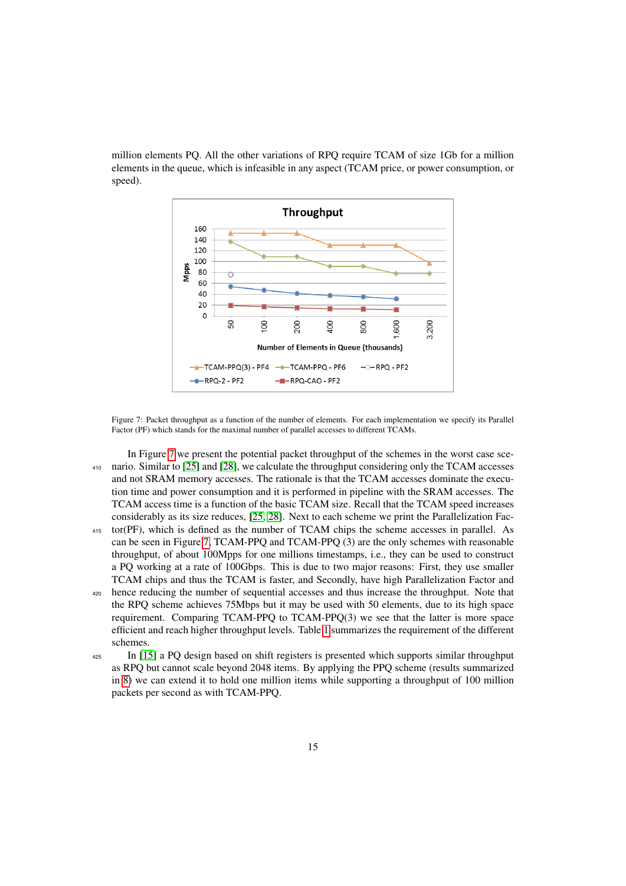million elements PQ. All the other variations of RPQ require TCAM of size 1Gb for a million elements in the queue, which is infeasible in any aspect (TCAM price, or power consumption, or speed).

Figure 7: Packet throughput as a function of the number of elements. For each implementation we specify its Parallel Factor (PF) which stands for the maximal number of parallel accesses to different TCAMs.

In Figure 7 we present the potential packet throughput of the schemes in the worst case scenario. Similar to [25] and [28], we calculate the throughput considering only the TCAM accesses and not SRAM memory accesses. The rationale is that the TCAM accesses dominate the execution time and power consumption and it is performed in pipeline with the SRAM accesses. The TCAM access time is a function of the basic TCAM size. Recall that the TCAM speed increases considerably as its size reduces, [25, 28]. Next to each scheme we print the Parallelization Factor(PF), which is defined as the number of TCAM chips the scheme accesses in parallel. As can be seen in Figure 7, TCAM-PPQ and TCAM-PPQ (3) are the only schemes with reasonable throughput, of about 100Mpps for one millions timestamps, i.e., they can be used to construct a PQ working at a rate of 100Gbps. This is due to two major reasons: First, they use smaller TCAM chips and thus the TCAM is faster, and Secondly, have high Parallelization Factor and hence reducing the number of sequential accesses and thus increase the throughput. Note that the RPQ scheme achieves 75Mbps but it may be used with 50 elements, due to its high space requirement. Comparing TCAM-PPQ to TCAM-PPQ(3) we see that the latter is more space efficient and reach higher throughput levels. Table 1 summarizes the requirement of the different schemes.

In [15] a PQ design based on shift registers is presented which supports similar throughput as RPQ but cannot scale beyond 2048 items. By applying the PPQ scheme (results summarized in 8) we can extend it to hold one million items while supporting a throughput of 100 million packets per second as with TCAM-PPQ.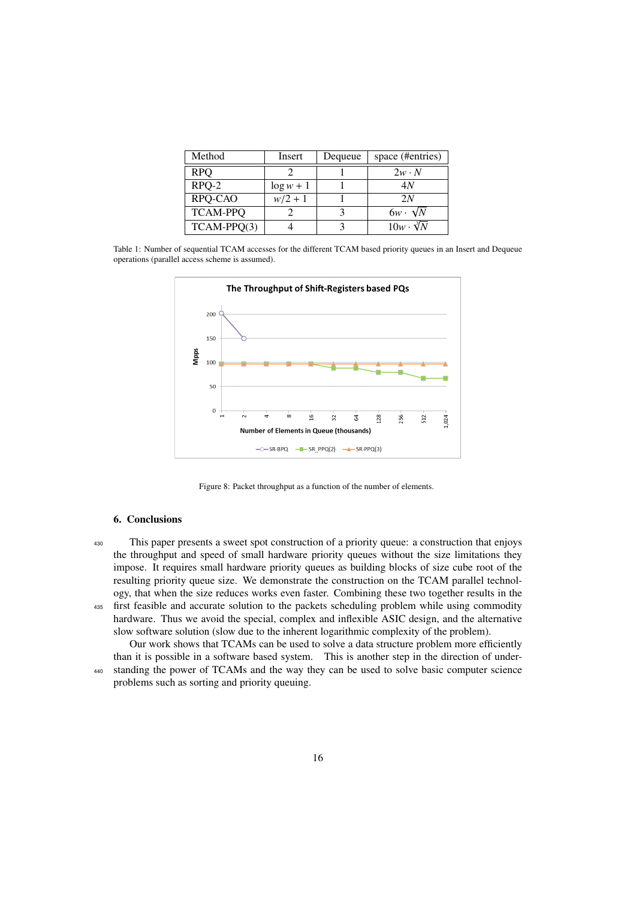| Method | Insert | Dequeue | space (#entries) |
|---|---|---|---|
| RPQ | 2 | 1 | $2w \cdot N$ |
| RPQ-2 | $\log w + 1$ | 1 | $4N$ |
| RPQ-CAO | $w/2 + 1$ | 1 | $2N$ |
| TCAM-PPQ | 2 | 3 | $6w \cdot \sqrt{N}$ |
| TCAM-PPQ(3) | 4 | 3 | $10w \cdot \sqrt[3]{N}$ |

Table 1: Number of sequential TCAM accesses for the different TCAM based priority queues in an Insert and Dequeue operations (parallel access scheme is assumed).

Figure 8: Packet throughput as a function of the number of elements.

## 6. Conclusions

This paper presents a sweet spot construction of a priority queue: a construction that enjoys the throughput and speed of small hardware priority queues without the size limitations they impose. It requires small hardware priority queues as building blocks of size cube root of the resulting priority queue size. We demonstrate the construction on the TCAM parallel technology, that when the size reduces works even faster. Combining these two together results in the first feasible and accurate solution to the packets scheduling problem while using commodity hardware. Thus we avoid the special, complex and inflexible ASIC design, and the alternative slow software solution (slow due to the inherent logarithmic complexity of the problem).

Our work shows that TCAMs can be used to solve a data structure problem more efficiently than it is possible in a software based system. This is another step in the direction of understanding the power of TCAMs and the way they can be used to solve basic computer science problems such as sorting and priority queuing.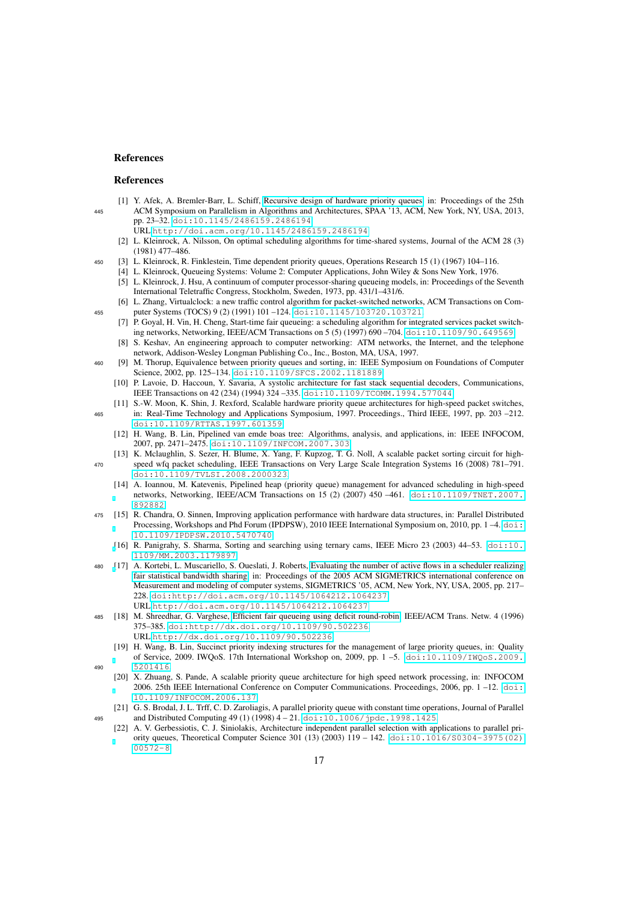## References

## References

[1] Y. Afek, A. Bremler-Barr, L. Schiff, Recursive design of hardware priority queues, in: Proceedings of the 25th ACM Symposium on Parallelism in Algorithms and Architectures, SPAA '13, ACM, New York, NY, USA, 2013, pp. 23–32. doi:10.1145/2486159.2486194.
URL http://doi.acm.org/10.1145/2486159.2486194

[2] L. Kleinrock, A. Nilsson, On optimal scheduling algorithms for time-shared systems, Journal of the ACM 28 (3) (1981) 477–486.

[3] L. Kleinrock, R. Finklestein, Time dependent priority queues, Operations Research 15 (1) (1967) 104–116.

[4] L. Kleinrock, Queueing Systems: Volume 2: Computer Applications, John Wiley & Sons New York, 1976.

[5] L. Kleinrock, J. Hsu, A continuum of computer processor-sharing queueing models, in: Proceedings of the Seventh International Teletraffic Congress, Stockholm, Sweden, 1973, pp. 431/1–431/6.

[6] L. Zhang, Virtualclock: a new traffic control algorithm for packet-switched networks, ACM Transactions on Computer Systems (TOCS) 9 (2) (1991) 101 –124. doi:10.1145/103720.103721.

[7] P. Goyal, H. Vin, H. Cheng, Start-time fair queueing: a scheduling algorithm for integrated services packet switching networks, Networking, IEEE/ACM Transactions on 5 (5) (1997) 690 –704. doi:10.1109/90.649569.

[8] S. Keshav, An engineering approach to computer networking: ATM networks, the Internet, and the telephone network, Addison-Wesley Longman Publishing Co., Inc., Boston, MA, USA, 1997.

[9] M. Thorup, Equivalence between priority queues and sorting, in: IEEE Symposium on Foundations of Computer Science, 2002, pp. 125–134. doi:10.1109/SFCS.2002.1181889.

[10] P. Lavoie, D. Haccoun, Y. Savaria, A systolic architecture for fast stack sequential decoders, Communications, IEEE Transactions on 42 (234) (1994) 324 –335. doi:10.1109/TCOMM.1994.577044.

[11] S.-W. Moon, K. Shin, J. Rexford, Scalable hardware priority queue architectures for high-speed packet switches, in: Real-Time Technology and Applications Symposium, 1997. Proceedings., Third IEEE, 1997, pp. 203 –212. doi:10.1109/RTTAS.1997.601359.

[12] H. Wang, B. Lin, Pipelined van emde boas tree: Algorithms, analysis, and applications, in: IEEE INFOCOM, 2007, pp. 2471–2475. doi:10.1109/INFCOM.2007.303.

[13] K. Mclaughlin, S. Sezer, H. Blume, X. Yang, F. Kupzog, T. G. Noll, A scalable packet sorting circuit for high-speed wfq packet scheduling, IEEE Transactions on Very Large Scale Integration Systems 16 (2008) 781–791. doi:10.1109/TVLSI.2008.2000323.

[14] A. Ioannou, M. Katevenis, Pipelined heap (priority queue) management for advanced scheduling in high-speed networks, Networking, IEEE/ACM Transactions on 15 (2) (2007) 450 –461. doi:10.1109/TNET.2007.892882.

[15] R. Chandra, O. Sinnen, Improving application performance with hardware data structures, in: Parallel Distributed Processing, Workshops and Phd Forum (IPDPSW), 2010 IEEE International Symposium on, 2010, pp. 1 –4. doi:10.1109/IPDPSW.2010.5470740.

[16] R. Panigrahy, S. Sharma, Sorting and searching using ternary cams, IEEE Micro 23 (2003) 44–53. doi:10.1109/MM.2003.1179897.

[17] A. Kortebi, L. Muscariello, S. Oueslati, J. Roberts, Evaluating the number of active flows in a scheduler realizing fair statistical bandwidth sharing, in: Proceedings of the 2005 ACM SIGMETRICS international conference on Measurement and modeling of computer systems, SIGMETRICS '05, ACM, New York, NY, USA, 2005, pp. 217–228. doi:http://doi.acm.org/10.1145/1064212.1064237.
URL http://doi.acm.org/10.1145/1064212.1064237

[18] M. Shreedhar, G. Varghese, Efficient fair queueing using deficit round-robin, IEEE/ACM Trans. Netw. 4 (1996) 375–385. doi:http://dx.doi.org/10.1109/90.502236.
URL http://dx.doi.org/10.1109/90.502236

[19] H. Wang, B. Lin, Succinct priority indexing structures for the management of large priority queues, in: Quality of Service, 2009. IWQoS. 17th International Workshop on, 2009, pp. 1 –5. doi:10.1109/IWQoS.2009.5201416.

[20] X. Zhuang, S. Pande, A scalable priority queue architecture for high speed network processing, in: INFOCOM 2006. 25th IEEE International Conference on Computer Communications. Proceedings, 2006, pp. 1 –12. doi:10.1109/INFOCOM.2006.137.

[21] G. S. Brodal, J. L. Trff, C. D. Zaroliagis, A parallel priority queue with constant time operations, Journal of Parallel and Distributed Computing 49 (1) (1998) 4 – 21. doi:10.1006/jpdc.1998.1425.

[22] A. V. Gerbessiotis, C. J. Siniolakis, Architecture independent parallel selection with applications to parallel priority queues, Theoretical Computer Science 301 (13) (2003) 119 – 142. doi:10.1016/S0304-3975(02)00572-8.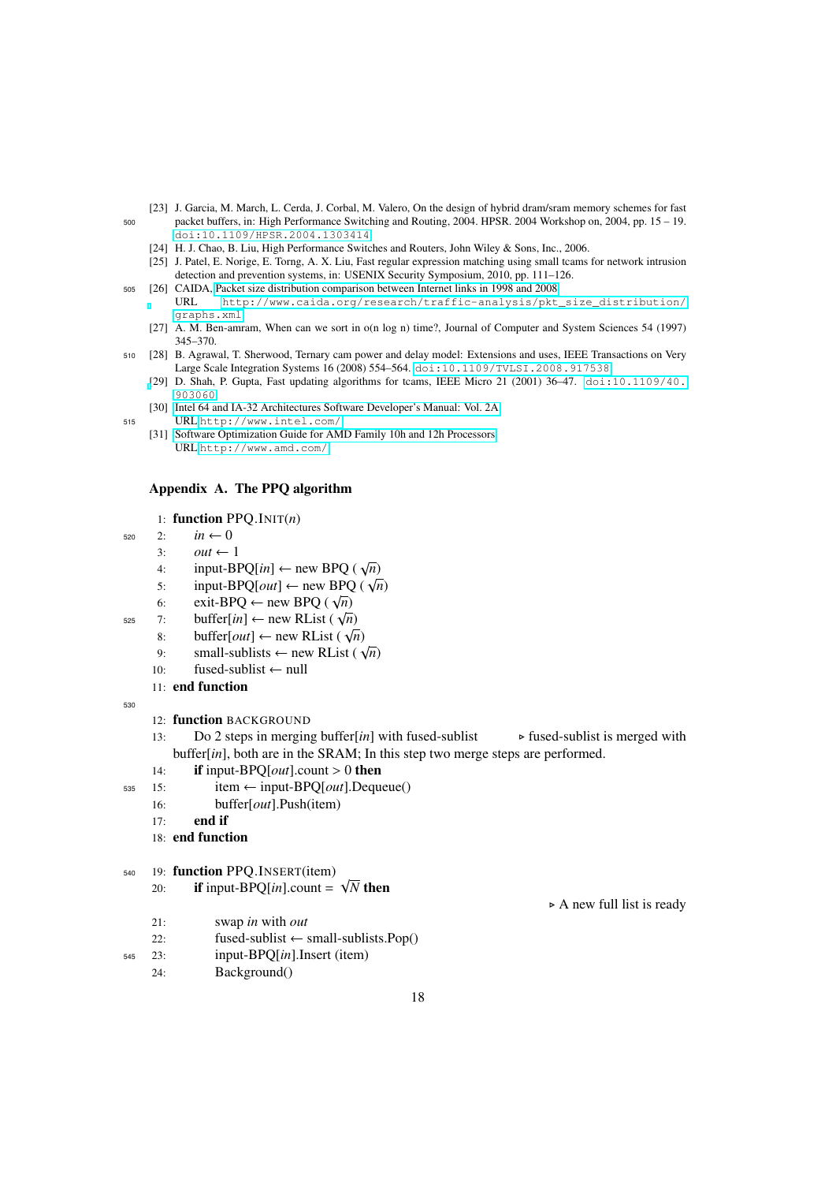[23] J. Garcia, M. March, L. Cerda, J. Corbal, M. Valero, On the design of hybrid dram/sram memory schemes for fast packet buffers, in: High Performance Switching and Routing, 2004. HPSR. 2004 Workshop on, 2004, pp. 15 – 19. doi:10.1109/HPSR.2004.1303414

[24] H. J. Chao, B. Liu, High Performance Switches and Routers, John Wiley & Sons, Inc., 2006.

[25] J. Patel, E. Norige, E. Torng, A. X. Liu, Fast regular expression matching using small tcams for network intrusion detection and prevention systems, in: USENIX Security Symposium, 2010, pp. 111–126.

[26] CAIDA, Packet size distribution comparison between Internet links in 1998 and 2008. URL http://www.caida.org/research/traffic-analysis/pkt_size_distribution/graphs.xml

[27] A. M. Ben-amram, When can we sort in o(n log n) time?, Journal of Computer and System Sciences 54 (1997) 345–370.

[28] B. Agrawal, T. Sherwood, Ternary cam power and delay model: Extensions and uses, IEEE Transactions on Very Large Scale Integration Systems 16 (2008) 554–564. doi:10.1109/TVLSI.2008.917538

[29] D. Shah, P. Gupta, Fast updating algorithms for tcams, IEEE Micro 21 (2001) 36–47. doi:10.1109/40.903060

[30] Intel 64 and IA-32 Architectures Software Developer's Manual: Vol. 2A. URL http://www.intel.com/

[31] Software Optimization Guide for AMD Family 10h and 12h Processors. URL http://www.amd.com/

## Appendix A. The PPQ algorithm

```
1:  function PPQ.Init(n)
2:      in ← 0
3:      out ← 1
4:      input-BPQ[in] ← new BPQ (√n)
5:      input-BPQ[out] ← new BPQ (√n)
6:      exit-BPQ ← new BPQ (√n)
7:      buffer[in] ← new RList (√n)
8:      buffer[out] ← new RList (√n)
9:      small-sublists ← new RList (√n)
10:     fused-sublist ← null
11: end function

12: function Background
13:     Do 2 steps in merging buffer[in] with fused-sublist    ▹ fused-sublist is merged with
        buffer[in], both are in the SRAM; In this step two merge steps are performed.
14:     if input-BPQ[out].count > 0 then
15:         item ← input-BPQ[out].Dequeue()
16:         buffer[out].Push(item)
17:     end if
18: end function

19: function PPQ.Insert(item)
20:     if input-BPQ[in].count = √N then
                                                             ▹ A new full list is ready
21:         swap in with out
22:         fused-sublist ← small-sublists.Pop()
23:         input-BPQ[in].Insert (item)
24:         Background()
```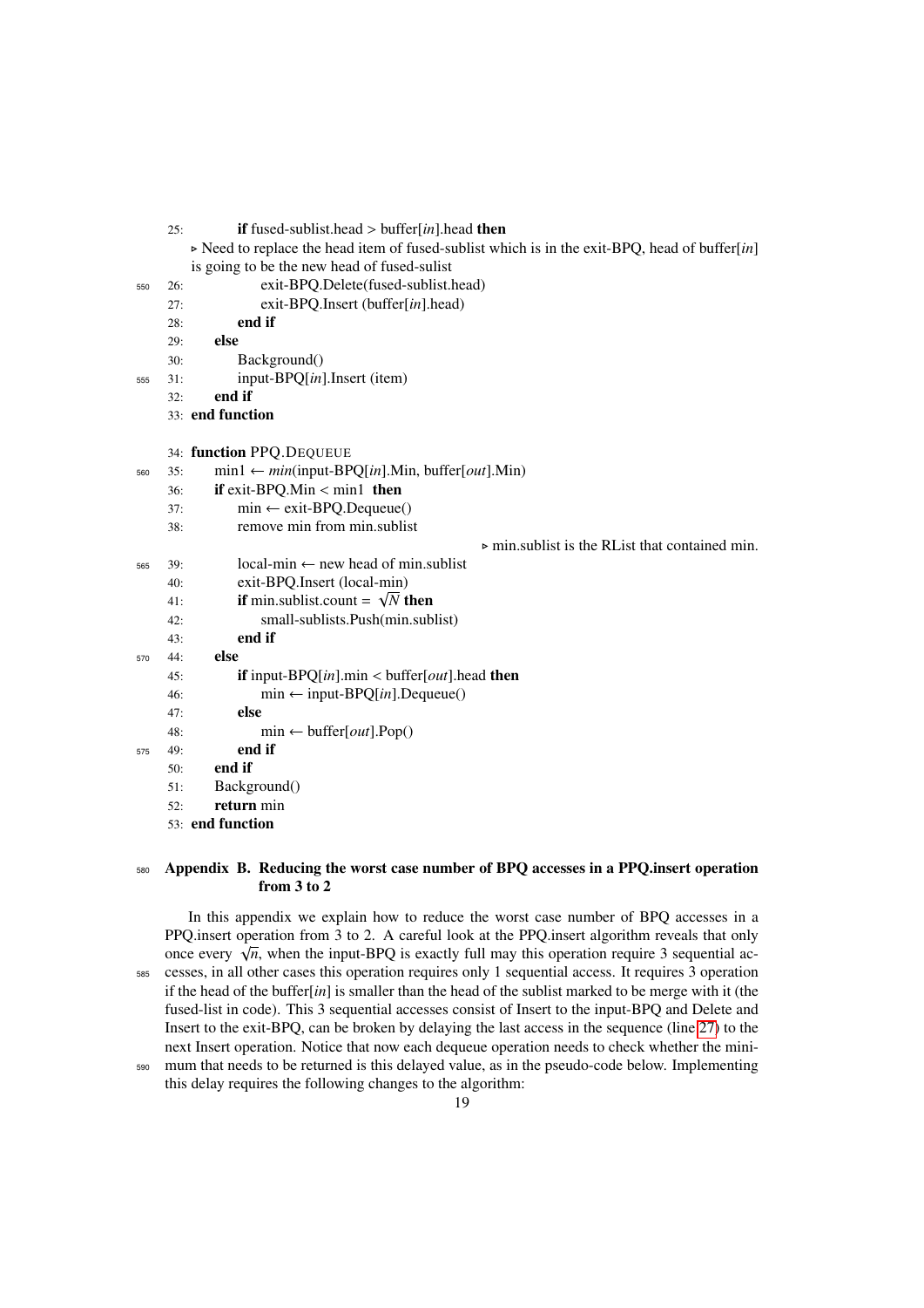```
25:         if fused-sublist.head > buffer[in].head then
            ▷ Need to replace the head item of fused-sublist which is in the exit-BPQ, head of buffer[in]
            is going to be the new head of fused-sulist
26:             exit-BPQ.Delete(fused-sublist.head)
27:             exit-BPQ.Insert (buffer[in].head)
28:         end if
29:     else
30:         Background()
31:         input-BPQ[in].Insert (item)
32:     end if
33: end function

34: function PPQ.Dequeue
35:     min1 ← min(input-BPQ[in].Min, buffer[out].Min)
36:     if exit-BPQ.Min < min1 then
37:         min ← exit-BPQ.Dequeue()
38:         remove min from min.sublist
                                          ▷ min.sublist is the RList that contained min.
39:         local-min ← new head of min.sublist
40:         exit-BPQ.Insert (local-min)
41:         if min.sublist.count = √N then
42:             small-sublists.Push(min.sublist)
43:         end if
44:     else
45:         if input-BPQ[in].min < buffer[out].head then
46:             min ← input-BPQ[in].Dequeue()
47:         else
48:             min ← buffer[out].Pop()
49:         end if
50:     end if
51:     Background()
52:     return min
53: end function
```

## Appendix B. Reducing the worst case number of BPQ accesses in a PPQ.insert operation from 3 to 2

In this appendix we explain how to reduce the worst case number of BPQ accesses in a PPQ.insert operation from 3 to 2. A careful look at the PPQ.insert algorithm reveals that only once every $\sqrt{n}$, when the input-BPQ is exactly full may this operation require 3 sequential accesses, in all other cases this operation requires only 1 sequential access. It requires 3 operation if the head of the buffer[*in*] is smaller than the head of the sublist marked to be merge with it (the fused-list in code). This 3 sequential accesses consist of Insert to the input-BPQ and Delete and Insert to the exit-BPQ, can be broken by delaying the last access in the sequence (line 27) to the next Insert operation. Notice that now each dequeue operation needs to check whether the minimum that needs to be returned is this delayed value, as in the pseudo-code below. Implementing this delay requires the following changes to the algorithm: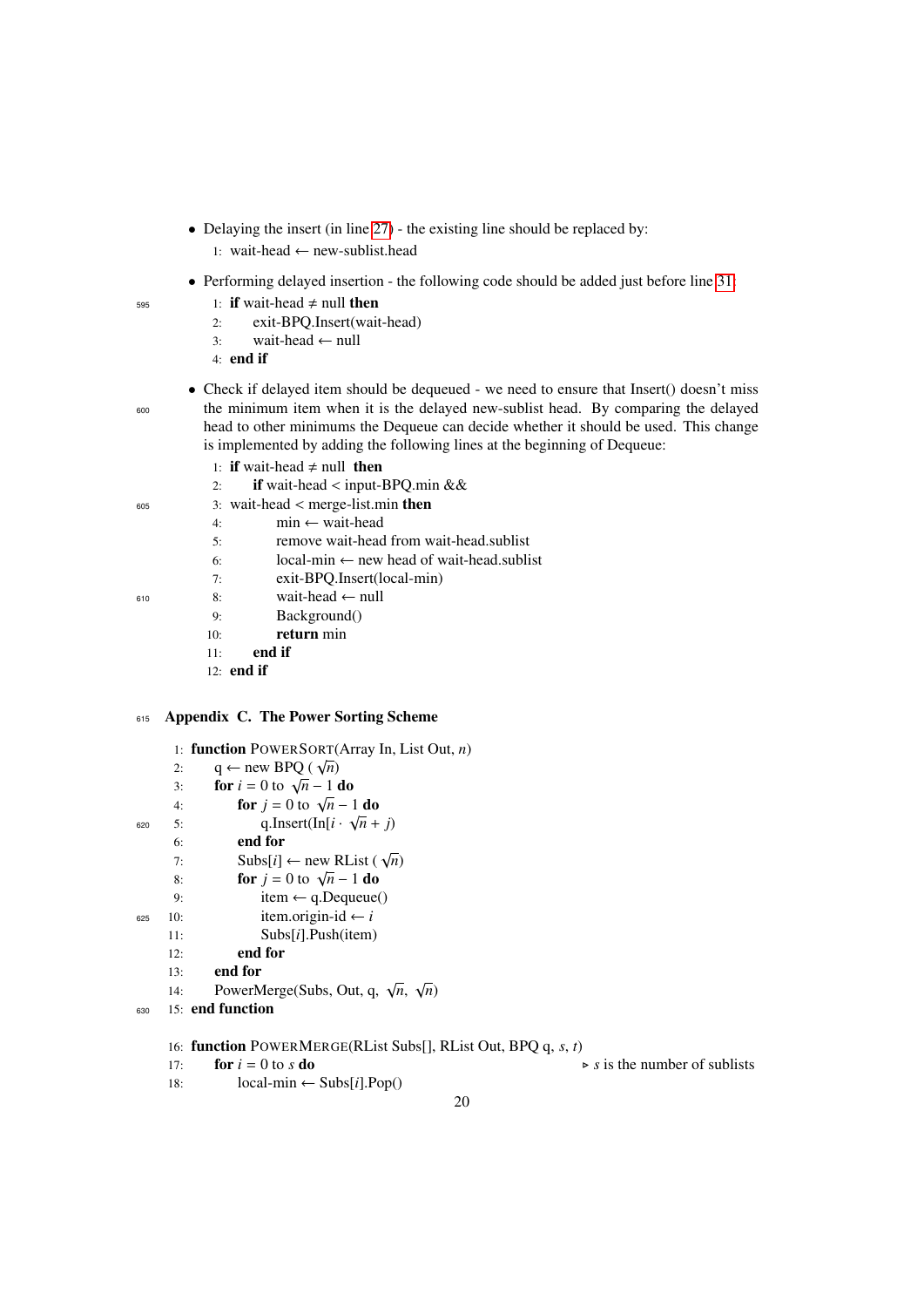- Delaying the insert (in line 27) - the existing line should be replaced by:

```
1: wait-head ← new-sublist.head
```

- Performing delayed insertion - the following code should be added just before line 31:

```
1: if wait-head ≠ null then
2:     exit-BPQ.Insert(wait-head)
3:     wait-head ← null
4: end if
```

- Check if delayed item should be dequeued - we need to ensure that Insert() doesn't miss the minimum item when it is the delayed new-sublist head. By comparing the delayed head to other minimums the Dequeue can decide whether it should be used. This change is implemented by adding the following lines at the beginning of Dequeue:

```
1: if wait-head ≠ null then
2:     if wait-head < input-BPQ.min &&
3: wait-head < merge-list.min then
4:         min ← wait-head
5:         remove wait-head from wait-head.sublist
6:         local-min ← new head of wait-head.sublist
7:         exit-BPQ.Insert(local-min)
8:         wait-head ← null
9:         Background()
10:        return min
11:    end if
12: end if
```

## Appendix C. The Power Sorting Scheme

```
1: function PowerSort(Array In, List Out, n)
2:     q ← new BPQ (√n)
3:     for i = 0 to √n − 1 do
4:         for j = 0 to √n − 1 do
5:             q.Insert(In[i · √n + j)
6:         end for
7:         Subs[i] ← new RList (√n)
8:         for j = 0 to √n − 1 do
9:             item ← q.Dequeue()
10:            item.origin-id ← i
11:            Subs[i].Push(item)
12:        end for
13:    end for
14:    PowerMerge(Subs, Out, q, √n, √n)
15: end function

16: function PowerMerge(RList Subs[], RList Out, BPQ q, s, t)
17:     for i = 0 to s do                          ▷ s is the number of sublists
18:         local-min ← Subs[i].Pop()
```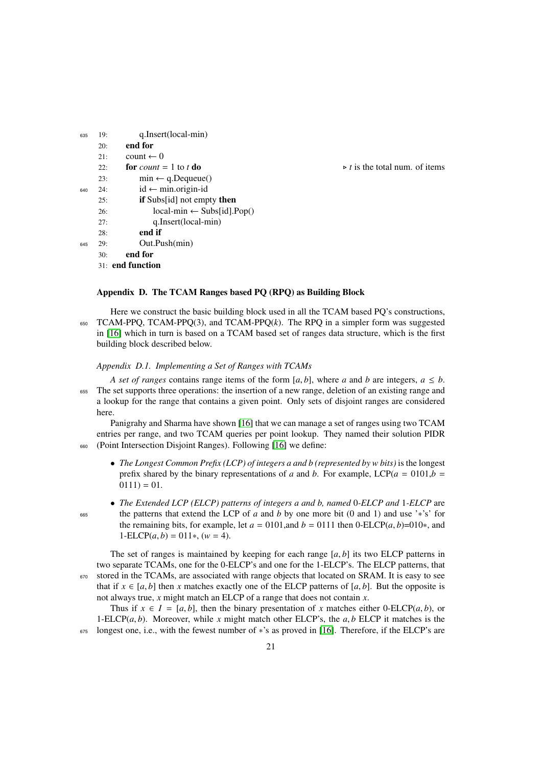```
19:         q.Insert(local-min)
20:     end for
21:     count ← 0
22:     for count = 1 to t do                    ▷ t is the total num. of items
23:         min ← q.Dequeue()
24:         id ← min.origin-id
25:         if Subs[id] not empty then
26:             local-min ← Subs[id].Pop()
27:             q.Insert(local-min)
28:         end if
29:         Out.Push(min)
30:     end for
31: end function
```

## Appendix D. The TCAM Ranges based PQ (RPQ) as Building Block

Here we construct the basic building block used in all the TCAM based PQ's constructions, TCAM-PPQ, TCAM-PPQ(3), and TCAM-PPQ($k$). The RPQ in a simpler form was suggested in [16] which in turn is based on a TCAM based set of ranges data structure, which is the first building block described below.

### *Appendix D.1. Implementing a Set of Ranges with TCAMs*

*A set of ranges* contains range items of the form $[a, b]$, where $a$ and $b$ are integers, $a \leq b$. The set supports three operations: the insertion of a new range, deletion of an existing range and a lookup for the range that contains a given point. Only sets of disjoint ranges are considered here.

Panigrahy and Sharma have shown [16] that we can manage a set of ranges using two TCAM entries per range, and two TCAM queries per point lookup. They named their solution PIDR (Point Intersection Disjoint Ranges). Following [16] we define:

- *The Longest Common Prefix (LCP) of integers a and b (represented by w bits)* is the longest prefix shared by the binary representations of $a$ and $b$. For example, LCP($a$ = 0101,$b$ = 0111) = 01.
- *The Extended LCP (ELCP) patterns of integers a and b, named* 0*-ELCP and* 1*-ELCP* are the patterns that extend the LCP of $a$ and $b$ by one more bit (0 and 1) and use '$*$'s' for the remaining bits, for example, let $a$ = 0101,and $b$ = 0111 then 0-ELCP($a, b$)=010$*$, and 1-ELCP($a, b$) = 011$*$, ($w$ = 4).

The set of ranges is maintained by keeping for each range $[a, b]$ its two ELCP patterns in two separate TCAMs, one for the 0-ELCP's and one for the 1-ELCP's. The ELCP patterns, that stored in the TCAMs, are associated with range objects that located on SRAM. It is easy to see that if $x \in [a, b]$ then $x$ matches exactly one of the ELCP patterns of $[a, b]$. But the opposite is not always true, $x$ might match an ELCP of a range that does not contain $x$.

Thus if $x \in I = [a, b]$, then the binary presentation of $x$ matches either 0-ELCP($a, b$), or 1-ELCP($a, b$). Moreover, while $x$ might match other ELCP's, the $a, b$ ELCP it matches is the longest one, i.e., with the fewest number of $*$'s as proved in [16]. Therefore, if the ELCP's are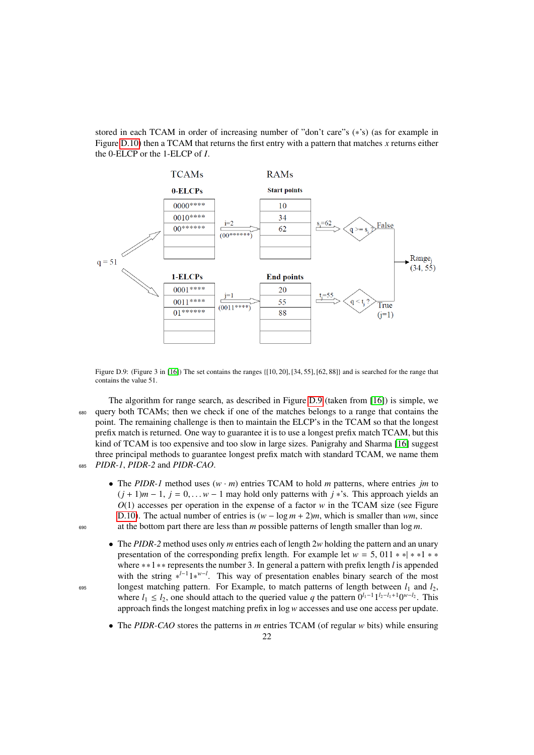stored in each TCAM in order of increasing number of "don't care"s ($*$'s) (as for example in Figure D.10) then a TCAM that returns the first entry with a pattern that matches $x$ returns either the 0-ELCP or the 1-ELCP of $I$.

Figure D.9: (Figure 3 in [16]) The set contains the ranges $\{[10, 20], [34, 55], [62, 88]\}$ and is searched for the range that contains the value 51.

The algorithm for range search, as described in Figure D.9 (taken from [16]) is simple, we query both TCAMs; then we check if one of the matches belongs to a range that contains the point. The remaining challenge is then to maintain the ELCP's in the TCAM so that the longest prefix match is returned. One way to guarantee it is to use a longest prefix match TCAM, but this kind of TCAM is too expensive and too slow in large sizes. Panigrahy and Sharma [16] suggest three principal methods to guarantee longest prefix match with standard TCAM, we name them *PIDR-1*, *PIDR-2* and *PIDR-CAO*.

- The *PIDR-1* method uses $(w \cdot m)$ entries TCAM to hold $m$ patterns, where entries $jm$ to $(j+1)m-1$, $j = 0, \dots w-1$ may hold only patterns with $j$ $*$'s. This approach yields an $O(1)$ accesses per operation in the expense of a factor $w$ in the TCAM size (see Figure D.10). The actual number of entries is $(w - \log m + 2)m$, which is smaller than $wm$, since at the bottom part there are less than $m$ possible patterns of length smaller than $\log m$.

- The *PIDR-2* method uses only $m$ entries each of length $2w$ holding the pattern and an unary presentation of the corresponding prefix length. For example let $w = 5$, $011**|**1**$ where $**1**$ represents the number 3. In general a pattern with prefix length $l$ is appended with the string $*^{l-1}1*^{w-l}$. This way of presentation enables binary search of the most longest matching pattern. For Example, to match patterns of length between $l_1$ and $l_2$, where $l_1 \leq l_2$, one should attach to the queried value $q$ the pattern $0^{l_1-1}1^{l_2-l_1+1}0^{w-l_2}$. This approach finds the longest matching prefix in $\log w$ accesses and use one access per update.

- The *PIDR-CAO* stores the patterns in $m$ entries TCAM (of regular $w$ bits) while ensuring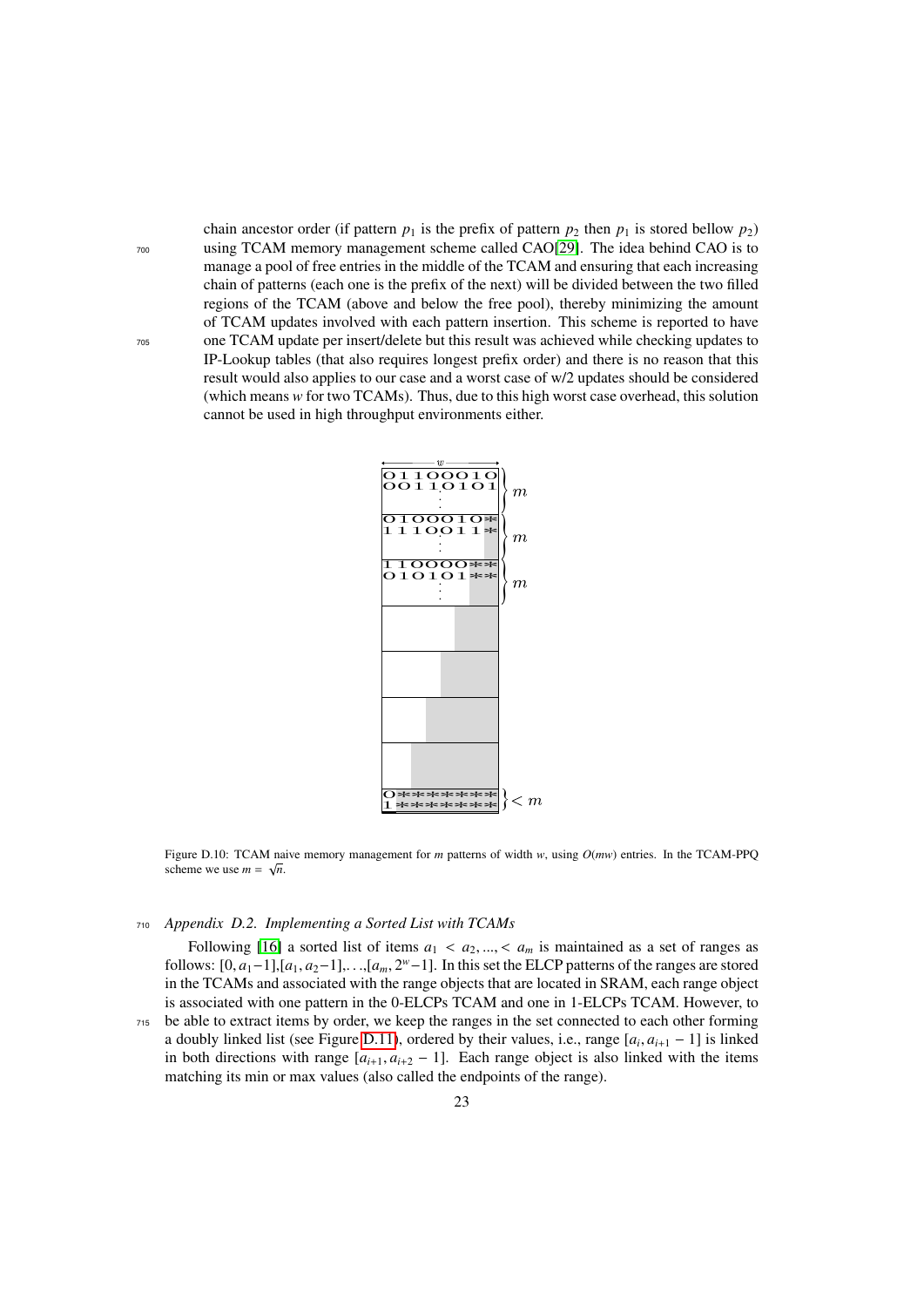chain ancestor order (if pattern $p_1$ is the prefix of pattern $p_2$ then $p_1$ is stored bellow $p_2$) using TCAM memory management scheme called CAO[29]. The idea behind CAO is to manage a pool of free entries in the middle of the TCAM and ensuring that each increasing chain of patterns (each one is the prefix of the next) will be divided between the two filled regions of the TCAM (above and below the free pool), thereby minimizing the amount of TCAM updates involved with each pattern insertion. This scheme is reported to have one TCAM update per insert/delete but this result was achieved while checking updates to IP-Lookup tables (that also requires longest prefix order) and there is no reason that this result would also applies to our case and a worst case of w/2 updates should be considered (which means $w$ for two TCAMs). Thus, due to this high worst case overhead, this solution cannot be used in high throughput environments either.

Figure D.10: TCAM naive memory management for $m$ patterns of width $w$, using $O(mw)$ entries. In the TCAM-PPQ scheme we use $m = \sqrt{n}$.

### Appendix D.2. Implementing a Sorted List with TCAMs

Following [16] a sorted list of items $a_1 < a_2, ..., < a_m$ is maintained as a set of ranges as follows: $[0, a_1-1]$,$[a_1, a_2-1]$,. . .,$[a_m, 2^w-1]$. In this set the ELCP patterns of the ranges are stored in the TCAMs and associated with the range objects that are located in SRAM, each range object is associated with one pattern in the 0-ELCPs TCAM and one in 1-ELCPs TCAM. However, to be able to extract items by order, we keep the ranges in the set connected to each other forming a doubly linked list (see Figure D.11), ordered by their values, i.e., range $[a_i, a_{i+1} - 1]$ is linked in both directions with range $[a_{i+1}, a_{i+2} - 1]$. Each range object is also linked with the items matching its min or max values (also called the endpoints of the range).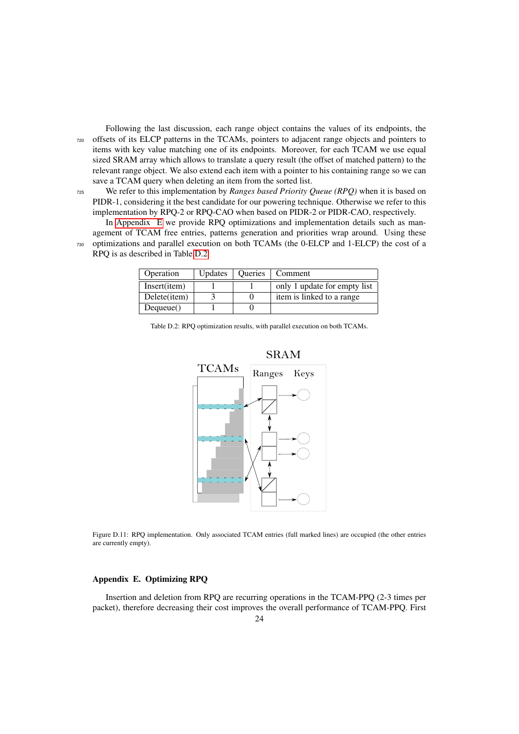Following the last discussion, each range object contains the values of its endpoints, the offsets of its ELCP patterns in the TCAMs, pointers to adjacent range objects and pointers to items with key value matching one of its endpoints. Moreover, for each TCAM we use equal sized SRAM array which allows to translate a query result (the offset of matched pattern) to the relevant range object. We also extend each item with a pointer to his containing range so we can save a TCAM query when deleting an item from the sorted list.

We refer to this implementation by *Ranges based Priority Queue (RPQ)* when it is based on PIDR-1, considering it the best candidate for our powering technique. Otherwise we refer to this implementation by RPQ-2 or RPQ-CAO when based on PIDR-2 or PIDR-CAO, respectively.

In Appendix E we provide RPQ optimizations and implementation details such as management of TCAM free entries, patterns generation and priorities wrap around. Using these optimizations and parallel execution on both TCAMs (the 0-ELCP and 1-ELCP) the cost of a RPQ is as described in Table D.2.

| Operation | Updates | Queries | Comment |
|---|---|---|---|
| Insert(item) | 1 | 1 | only 1 update for empty list |
| Delete(item) | 3 | 0 | item is linked to a range |
| Dequeue() | 1 | 0 | |

Table D.2: RPQ optimization results, with parallel execution on both TCAMs.

Figure D.11: RPQ implementation. Only associated TCAM entries (full marked lines) are occupied (the other entries are currently empty).

## Appendix E. Optimizing RPQ

Insertion and deletion from RPQ are recurring operations in the TCAM-PPQ (2-3 times per packet), therefore decreasing their cost improves the overall performance of TCAM-PPQ. First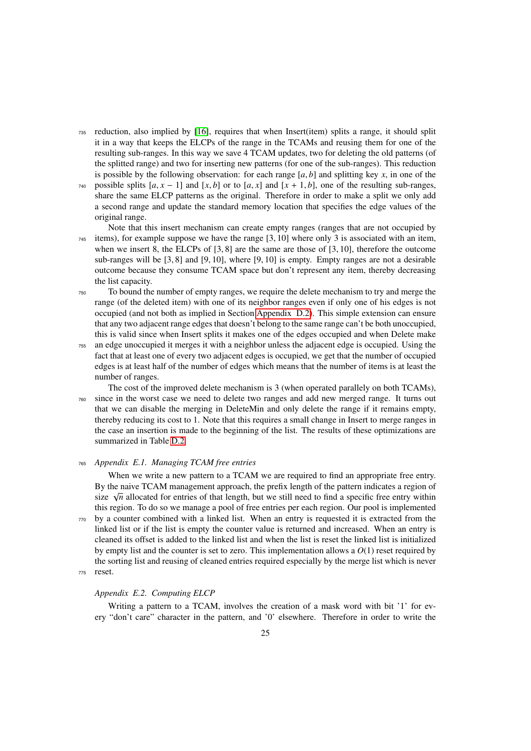reduction, also implied by [16], requires that when Insert(item) splits a range, it should split it in a way that keeps the ELCPs of the range in the TCAMs and reusing them for one of the resulting sub-ranges. In this way we save 4 TCAM updates, two for deleting the old patterns (of the splitted range) and two for inserting new patterns (for one of the sub-ranges). This reduction is possible by the following observation: for each range $[a, b]$ and splitting key $x$, in one of the possible splits $[a, x - 1]$ and $[x, b]$ or to $[a, x]$ and $[x + 1, b]$, one of the resulting sub-ranges, share the same ELCP patterns as the original. Therefore in order to make a split we only add a second range and update the standard memory location that specifies the edge values of the original range.

Note that this insert mechanism can create empty ranges (ranges that are not occupied by items), for example suppose we have the range $[3, 10]$ where only 3 is associated with an item, when we insert 8, the ELCPs of $[3, 8]$ are the same are those of $[3, 10]$, therefore the outcome sub-ranges will be $[3, 8]$ and $[9, 10]$, where $[9, 10]$ is empty. Empty ranges are not a desirable outcome because they consume TCAM space but don't represent any item, thereby decreasing the list capacity.

To bound the number of empty ranges, we require the delete mechanism to try and merge the range (of the deleted item) with one of its neighbor ranges even if only one of his edges is not occupied (and not both as implied in Section Appendix D.2). This simple extension can ensure that any two adjacent range edges that doesn't belong to the same range can't be both unoccupied, this is valid since when Insert splits it makes one of the edges occupied and when Delete make an edge unoccupied it merges it with a neighbor unless the adjacent edge is occupied. Using the fact that at least one of every two adjacent edges is occupied, we get that the number of occupied edges is at least half of the number of edges which means that the number of items is at least the number of ranges.

The cost of the improved delete mechanism is 3 (when operated parallely on both TCAMs), since in the worst case we need to delete two ranges and add new merged range. It turns out that we can disable the merging in DeleteMin and only delete the range if it remains empty, thereby reducing its cost to 1. Note that this requires a small change in Insert to merge ranges in the case an insertion is made to the beginning of the list. The results of these optimizations are summarized in Table D.2.

### *Appendix E.1. Managing TCAM free entries*

When we write a new pattern to a TCAM we are required to find an appropriate free entry. By the naive TCAM management approach, the prefix length of the pattern indicates a region of size $\sqrt{n}$ allocated for entries of that length, but we still need to find a specific free entry within this region. To do so we manage a pool of free entries per each region. Our pool is implemented by a counter combined with a linked list. When an entry is requested it is extracted from the linked list or if the list is empty the counter value is returned and increased. When an entry is cleaned its offset is added to the linked list and when the list is reset the linked list is initialized by empty list and the counter is set to zero. This implementation allows a $O(1)$ reset required by the sorting list and reusing of cleaned entries required especially by the merge list which is never reset.

### *Appendix E.2. Computing ELCP*

Writing a pattern to a TCAM, involves the creation of a mask word with bit '1' for every "don't care" character in the pattern, and '0' elsewhere. Therefore in order to write the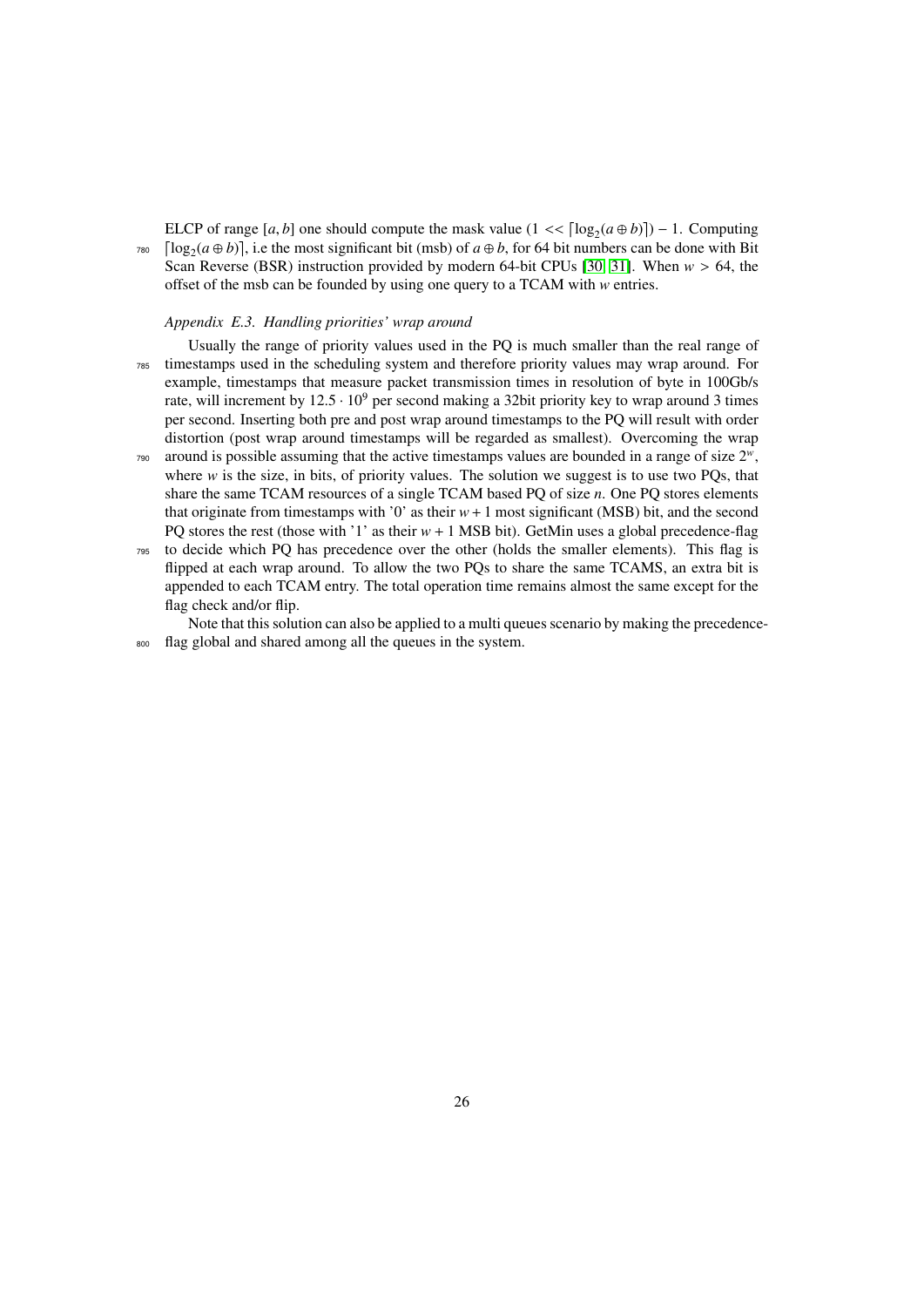ELCP of range $[a, b]$ one should compute the mask value $(1 << \lceil \log_2(a \oplus b) \rceil) - 1$. Computing $\lceil \log_2(a \oplus b) \rceil$, i.e the most significant bit (msb) of $a \oplus b$, for 64 bit numbers can be done with Bit Scan Reverse (BSR) instruction provided by modern 64-bit CPUs [30] [31]. When $w > 64$, the offset of the msb can be founded by using one query to a TCAM with $w$ entries.

### *Appendix E.3. Handling priorities' wrap around*

Usually the range of priority values used in the PQ is much smaller than the real range of timestamps used in the scheduling system and therefore priority values may wrap around. For example, timestamps that measure packet transmission times in resolution of byte in 100Gb/s rate, will increment by $12.5 \cdot 10^9$ per second making a 32bit priority key to wrap around 3 times per second. Inserting both pre and post wrap around timestamps to the PQ will result with order distortion (post wrap around timestamps will be regarded as smallest). Overcoming the wrap around is possible assuming that the active timestamps values are bounded in a range of size $2^w$, where $w$ is the size, in bits, of priority values. The solution we suggest is to use two PQs, that share the same TCAM resources of a single TCAM based PQ of size $n$. One PQ stores elements that originate from timestamps with '0' as their $w + 1$ most significant (MSB) bit, and the second PQ stores the rest (those with '1' as their $w + 1$ MSB bit). GetMin uses a global precedence-flag to decide which PQ has precedence over the other (holds the smaller elements). This flag is flipped at each wrap around. To allow the two PQs to share the same TCAMS, an extra bit is appended to each TCAM entry. The total operation time remains almost the same except for the flag check and/or flip.

Note that this solution can also be applied to a multi queues scenario by making the precedence-flag global and shared among all the queues in the system.